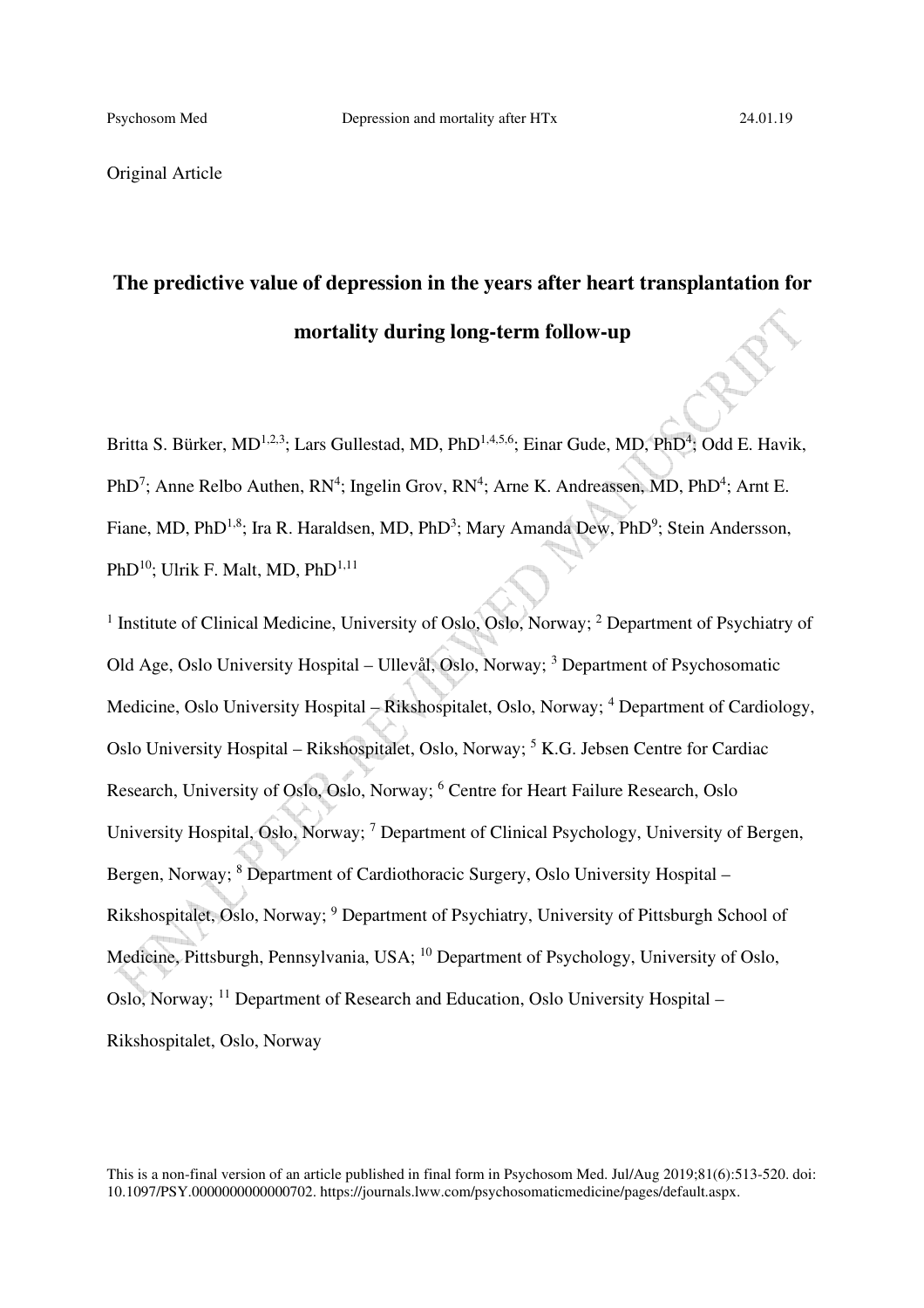Original Article

# The predictive value of depression in the years after heart transplantation for mortality during long-term follow-up

Britta S. Bürker, MD[1,2,3]; Lars Gullestad, MD, PhD[1,4,5,6]; Einar Gude, MD, PhD[4]; Odd E. Havik, PhD[7]; Anne Relbo Authen, RN[4]; Ingelin Grov, RN[4]; Arne K. Andreassen, MD, PhD[4]; Arnt E. Fiane, MD, PhD[1,8]; Ira R. Haraldsen, MD, PhD[3]; Mary Amanda Dew, PhD[9]; Stein Andersson, PhD[10]; Ulrik F. Malt, MD, PhD[1,11]

[1] Institute of Clinical Medicine, University of Oslo, Oslo, Norway; [2] Department of Psychiatry of Old Age, Oslo University Hospital – Ullevål, Oslo, Norway; [3] Department of Psychosomatic Medicine, Oslo University Hospital – Rikshospitalet, Oslo, Norway; [4] Department of Cardiology, Oslo University Hospital – Rikshospitalet, Oslo, Norway; [5] K.G. Jebsen Centre for Cardiac Research, University of Oslo, Oslo, Norway; [6] Centre for Heart Failure Research, Oslo University Hospital, Oslo, Norway; [7] Department of Clinical Psychology, University of Bergen, Bergen, Norway; [8] Department of Cardiothoracic Surgery, Oslo University Hospital – Rikshospitalet, Oslo, Norway; [9] Department of Psychiatry, University of Pittsburgh School of Medicine, Pittsburgh, Pennsylvania, USA; [10] Department of Psychology, University of Oslo, Oslo, Norway; [11] Department of Research and Education, Oslo University Hospital – Rikshospitalet, Oslo, Norway

This is a non-final version of an article published in final form in Psychosom Med. Jul/Aug 2019;81(6):513-520. doi: 10.1097/PSY.0000000000000702. https://journals.lww.com/psychosomaticmedicine/pages/default.aspx.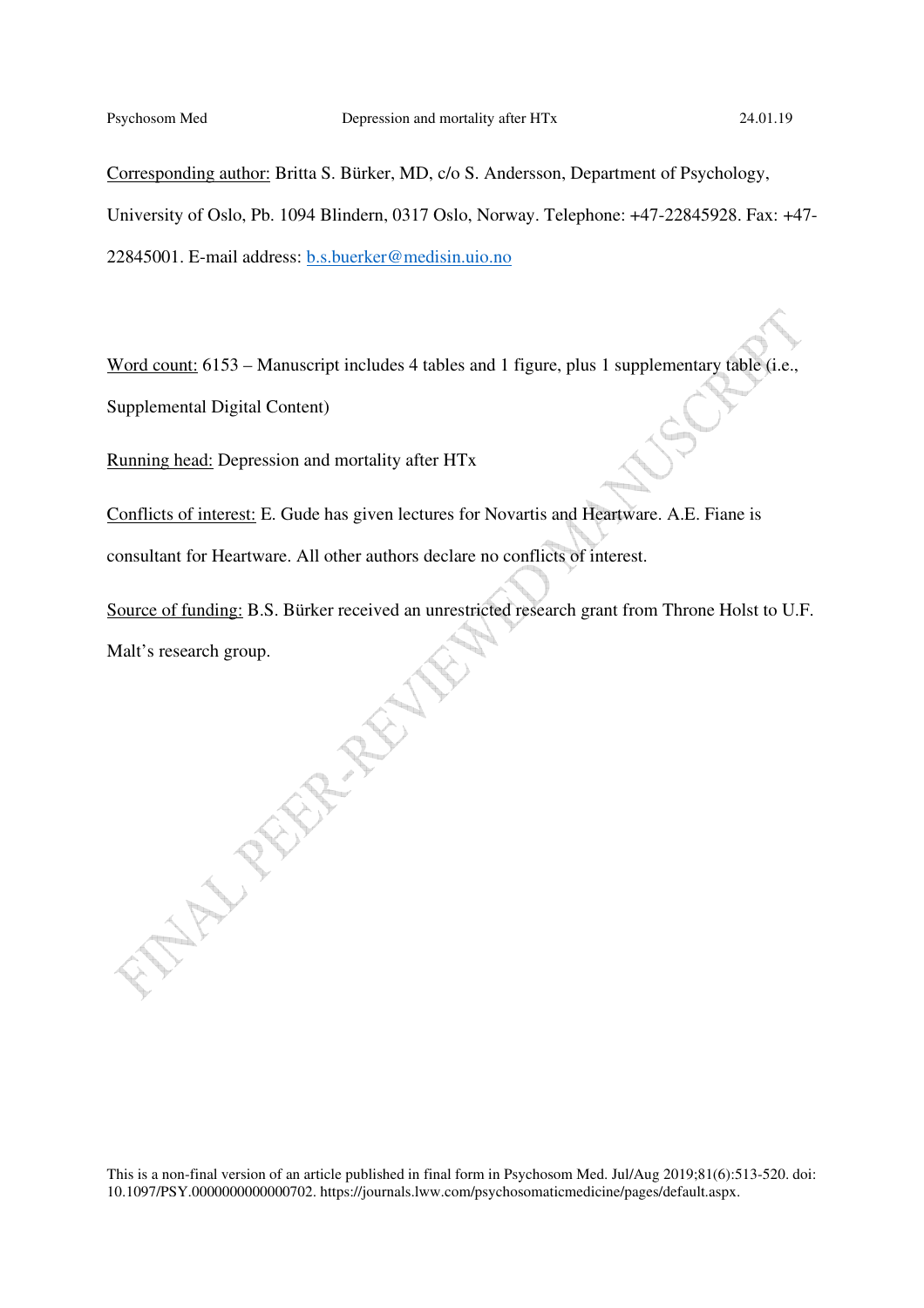Corresponding author: Britta S. Bürker, MD, c/o S. Andersson, Department of Psychology, University of Oslo, Pb. 1094 Blindern, 0317 Oslo, Norway. Telephone: +47-22845928. Fax: +47-22845001. E-mail address: b.s.buerker@medisin.uio.no

Word count: 6153 – Manuscript includes 4 tables and 1 figure, plus 1 supplementary table (i.e., Supplemental Digital Content)

Running head: Depression and mortality after HTx

Conflicts of interest: E. Gude has given lectures for Novartis and Heartware. A.E. Fiane is consultant for Heartware. All other authors declare no conflicts of interest.

Source of funding: B.S. Bürker received an unrestricted research grant from Throne Holst to U.F. Malt's research group.

This is a non-final version of an article published in final form in Psychosom Med. Jul/Aug 2019;81(6):513-520. doi: 10.1097/PSY.0000000000000702. https://journals.lww.com/psychosomaticmedicine/pages/default.aspx.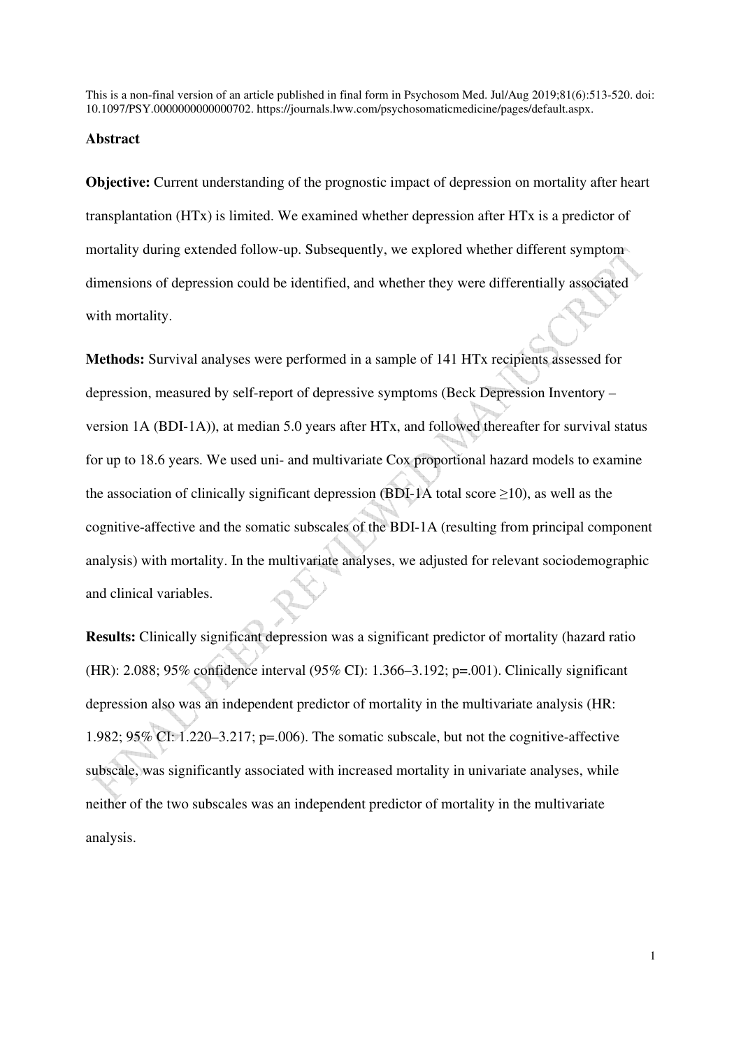This is a non-final version of an article published in final form in Psychosom Med. Jul/Aug 2019;81(6):513-520. doi: 10.1097/PSY.0000000000000702. https://journals.lww.com/psychosomaticmedicine/pages/default.aspx.

## Abstract

**Objective:** Current understanding of the prognostic impact of depression on mortality after heart transplantation (HTx) is limited. We examined whether depression after HTx is a predictor of mortality during extended follow-up. Subsequently, we explored whether different symptom dimensions of depression could be identified, and whether they were differentially associated with mortality.

**Methods:** Survival analyses were performed in a sample of 141 HTx recipients assessed for depression, measured by self-report of depressive symptoms (Beck Depression Inventory – version 1A (BDI-1A)), at median 5.0 years after HTx, and followed thereafter for survival status for up to 18.6 years. We used uni- and multivariate Cox proportional hazard models to examine the association of clinically significant depression (BDI-1A total score ≥10), as well as the cognitive-affective and the somatic subscales of the BDI-1A (resulting from principal component analysis) with mortality. In the multivariate analyses, we adjusted for relevant sociodemographic and clinical variables.

**Results:** Clinically significant depression was a significant predictor of mortality (hazard ratio (HR): 2.088; 95% confidence interval (95% CI): 1.366–3.192; p=.001). Clinically significant depression also was an independent predictor of mortality in the multivariate analysis (HR: 1.982; 95% CI: 1.220–3.217; p=.006). The somatic subscale, but not the cognitive-affective subscale, was significantly associated with increased mortality in univariate analyses, while neither of the two subscales was an independent predictor of mortality in the multivariate analysis.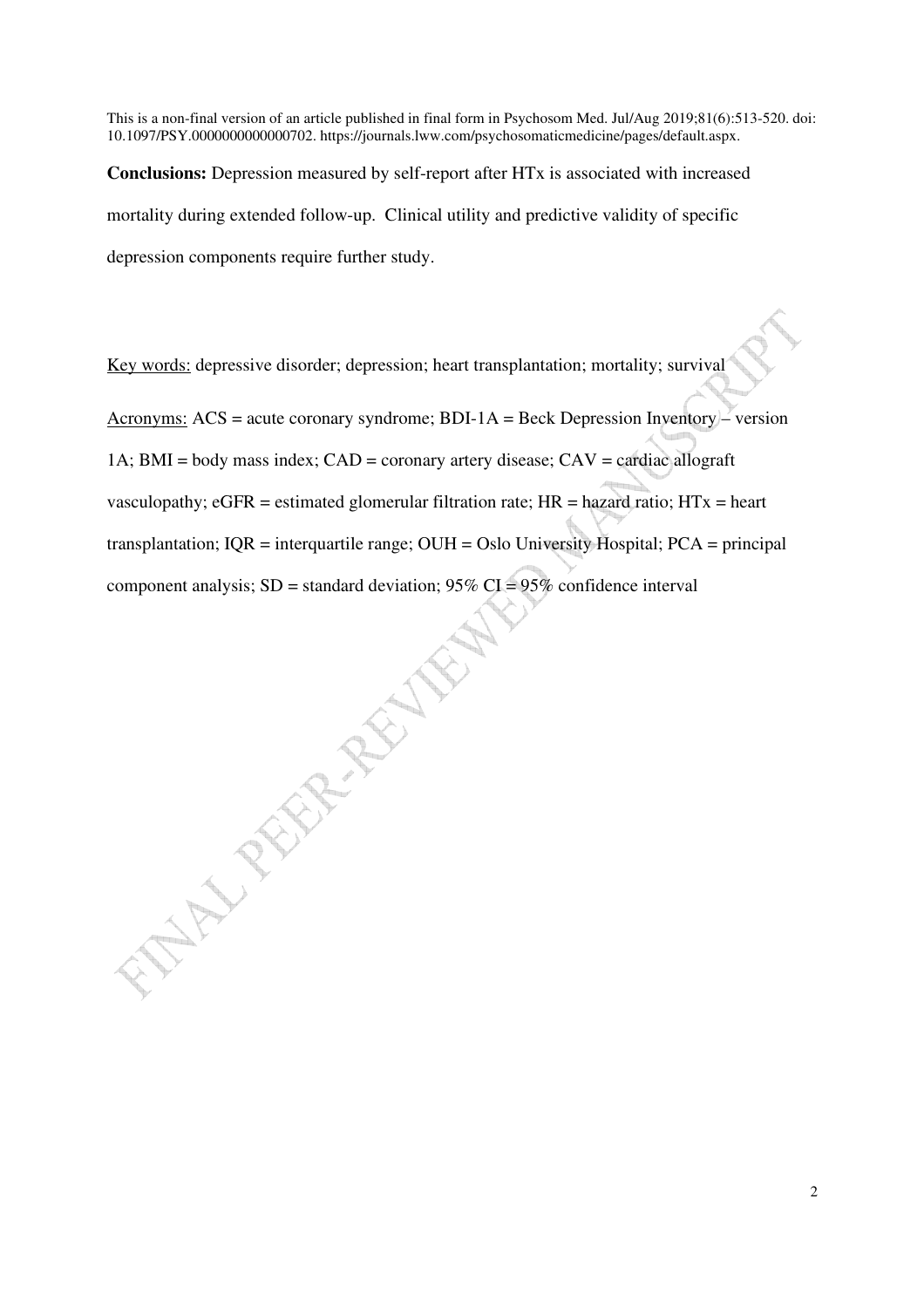**Conclusions:** Depression measured by self-report after HTx is associated with increased mortality during extended follow-up. Clinical utility and predictive validity of specific depression components require further study.

Key words: depressive disorder; depression; heart transplantation; mortality; survival

Acronyms: ACS = acute coronary syndrome; BDI-1A = Beck Depression Inventory – version 1A; BMI = body mass index; CAD = coronary artery disease; CAV = cardiac allograft vasculopathy; eGFR = estimated glomerular filtration rate; HR = hazard ratio; HTx = heart transplantation; IQR = interquartile range; OUH = Oslo University Hospital; PCA = principal component analysis; SD = standard deviation; 95% CI = 95% confidence interval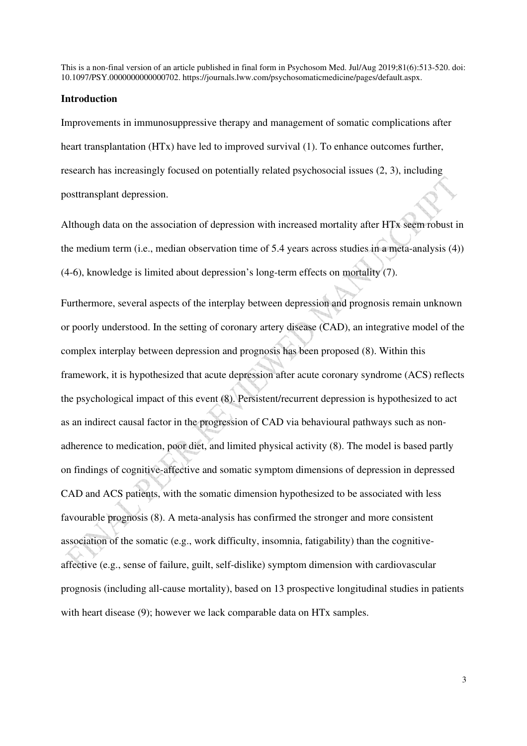## Introduction

Improvements in immunosuppressive therapy and management of somatic complications after heart transplantation (HTx) have led to improved survival (1). To enhance outcomes further, research has increasingly focused on potentially related psychosocial issues (2, 3), including posttransplant depression.

Although data on the association of depression with increased mortality after HTx seem robust in the medium term (i.e., median observation time of 5.4 years across studies in a meta-analysis (4)) (4-6), knowledge is limited about depression's long-term effects on mortality (7).

Furthermore, several aspects of the interplay between depression and prognosis remain unknown or poorly understood. In the setting of coronary artery disease (CAD), an integrative model of the complex interplay between depression and prognosis has been proposed (8). Within this framework, it is hypothesized that acute depression after acute coronary syndrome (ACS) reflects the psychological impact of this event (8). Persistent/recurrent depression is hypothesized to act as an indirect causal factor in the progression of CAD via behavioural pathways such as non-adherence to medication, poor diet, and limited physical activity (8). The model is based partly on findings of cognitive-affective and somatic symptom dimensions of depression in depressed CAD and ACS patients, with the somatic dimension hypothesized to be associated with less favourable prognosis (8). A meta-analysis has confirmed the stronger and more consistent association of the somatic (e.g., work difficulty, insomnia, fatigability) than the cognitive-affective (e.g., sense of failure, guilt, self-dislike) symptom dimension with cardiovascular prognosis (including all-cause mortality), based on 13 prospective longitudinal studies in patients with heart disease (9); however we lack comparable data on HTx samples.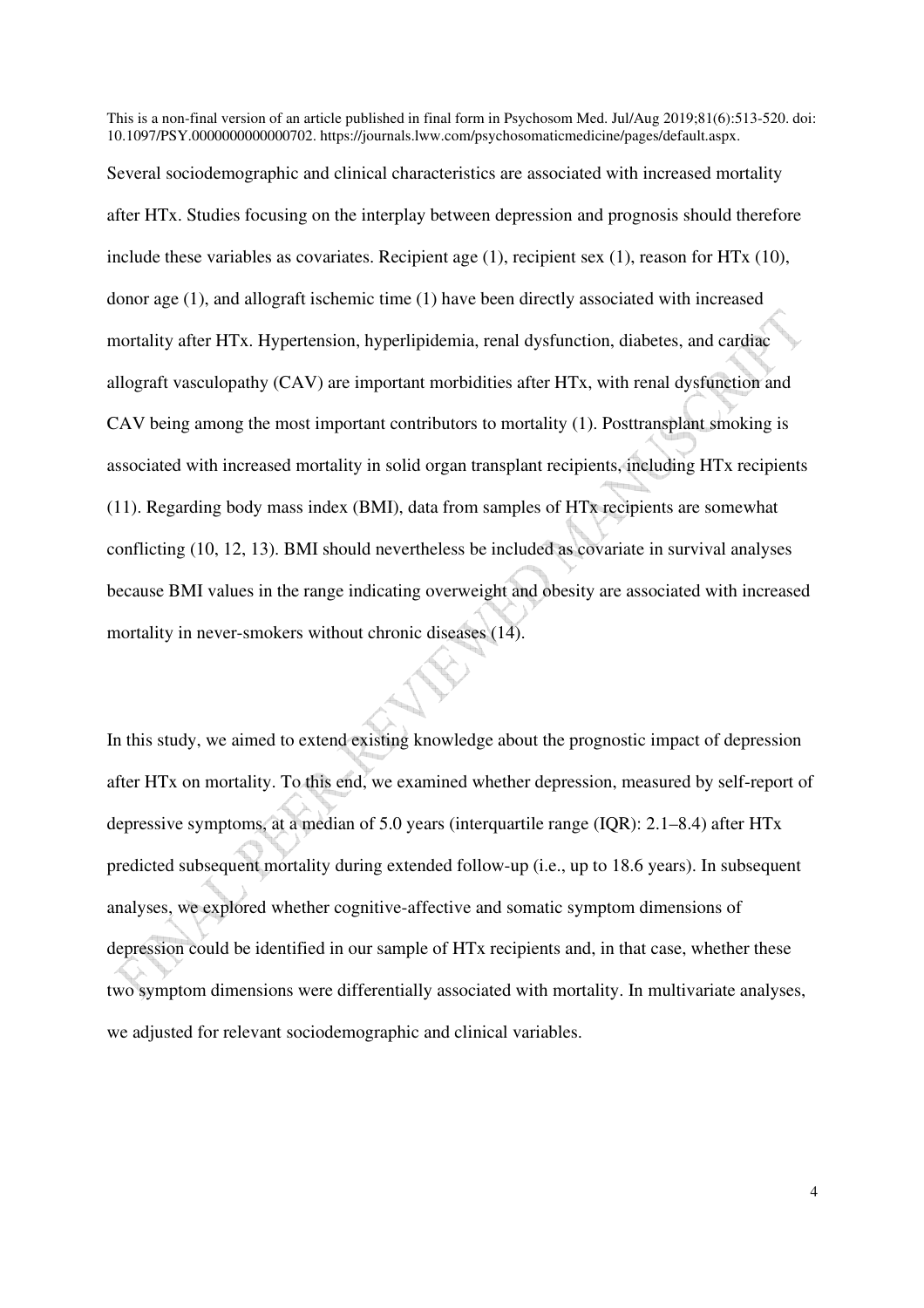Several sociodemographic and clinical characteristics are associated with increased mortality after HTx. Studies focusing on the interplay between depression and prognosis should therefore include these variables as covariates. Recipient age (1), recipient sex (1), reason for HTx (10), donor age (1), and allograft ischemic time (1) have been directly associated with increased mortality after HTx. Hypertension, hyperlipidemia, renal dysfunction, diabetes, and cardiac allograft vasculopathy (CAV) are important morbidities after HTx, with renal dysfunction and CAV being among the most important contributors to mortality (1). Posttransplant smoking is associated with increased mortality in solid organ transplant recipients, including HTx recipients (11). Regarding body mass index (BMI), data from samples of HTx recipients are somewhat conflicting (10, 12, 13). BMI should nevertheless be included as covariate in survival analyses because BMI values in the range indicating overweight and obesity are associated with increased mortality in never-smokers without chronic diseases (14).

In this study, we aimed to extend existing knowledge about the prognostic impact of depression after HTx on mortality. To this end, we examined whether depression, measured by self-report of depressive symptoms, at a median of 5.0 years (interquartile range (IQR): 2.1–8.4) after HTx predicted subsequent mortality during extended follow-up (i.e., up to 18.6 years). In subsequent analyses, we explored whether cognitive-affective and somatic symptom dimensions of depression could be identified in our sample of HTx recipients and, in that case, whether these two symptom dimensions were differentially associated with mortality. In multivariate analyses, we adjusted for relevant sociodemographic and clinical variables.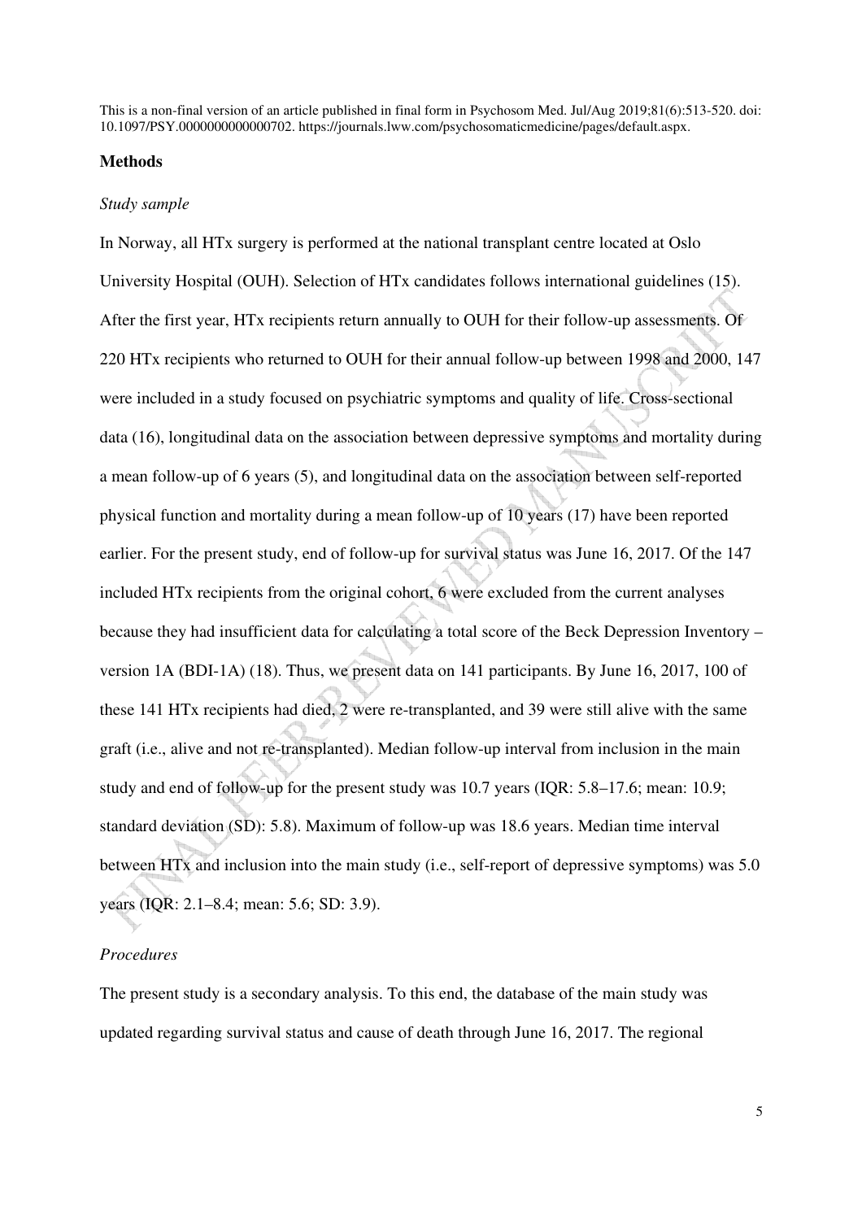## Methods

### *Study sample*

In Norway, all HTx surgery is performed at the national transplant centre located at Oslo University Hospital (OUH). Selection of HTx candidates follows international guidelines (15). After the first year, HTx recipients return annually to OUH for their follow-up assessments. Of 220 HTx recipients who returned to OUH for their annual follow-up between 1998 and 2000, 147 were included in a study focused on psychiatric symptoms and quality of life. Cross-sectional data (16), longitudinal data on the association between depressive symptoms and mortality during a mean follow-up of 6 years (5), and longitudinal data on the association between self-reported physical function and mortality during a mean follow-up of 10 years (17) have been reported earlier. For the present study, end of follow-up for survival status was June 16, 2017. Of the 147 included HTx recipients from the original cohort, 6 were excluded from the current analyses because they had insufficient data for calculating a total score of the Beck Depression Inventory – version 1A (BDI-1A) (18). Thus, we present data on 141 participants. By June 16, 2017, 100 of these 141 HTx recipients had died, 2 were re-transplanted, and 39 were still alive with the same graft (i.e., alive and not re-transplanted). Median follow-up interval from inclusion in the main study and end of follow-up for the present study was 10.7 years (IQR: 5.8–17.6; mean: 10.9; standard deviation (SD): 5.8). Maximum of follow-up was 18.6 years. Median time interval between HTx and inclusion into the main study (i.e., self-report of depressive symptoms) was 5.0 years (IQR: 2.1–8.4; mean: 5.6; SD: 3.9).

### *Procedures*

The present study is a secondary analysis. To this end, the database of the main study was updated regarding survival status and cause of death through June 16, 2017. The regional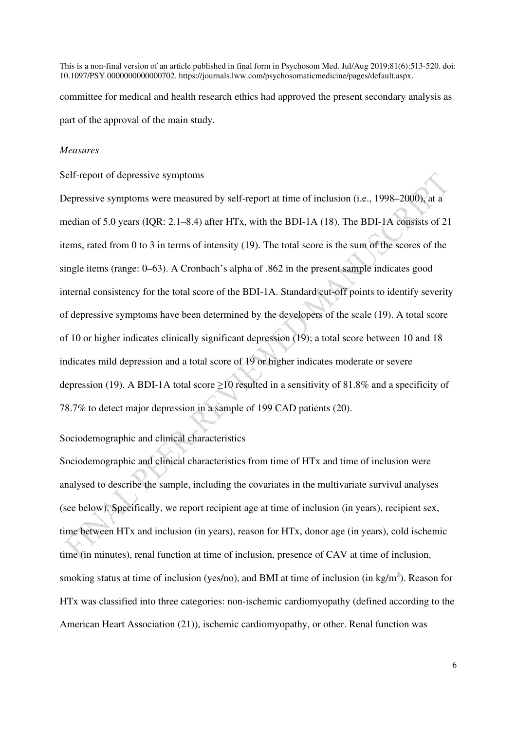committee for medical and health research ethics had approved the present secondary analysis as part of the approval of the main study.

### *Measures*

Self-report of depressive symptoms

Depressive symptoms were measured by self-report at time of inclusion (i.e., 1998–2000), at a median of 5.0 years (IQR: 2.1–8.4) after HTx, with the BDI-1A (18). The BDI-1A consists of 21 items, rated from 0 to 3 in terms of intensity (19). The total score is the sum of the scores of the single items (range: 0–63). A Cronbach's alpha of .862 in the present sample indicates good internal consistency for the total score of the BDI-1A. Standard cut-off points to identify severity of depressive symptoms have been determined by the developers of the scale (19). A total score of 10 or higher indicates clinically significant depression (19); a total score between 10 and 18 indicates mild depression and a total score of 19 or higher indicates moderate or severe depression (19). A BDI-1A total score ≥10 resulted in a sensitivity of 81.8% and a specificity of 78.7% to detect major depression in a sample of 199 CAD patients (20).

Sociodemographic and clinical characteristics

Sociodemographic and clinical characteristics from time of HTx and time of inclusion were analysed to describe the sample, including the covariates in the multivariate survival analyses (see below). Specifically, we report recipient age at time of inclusion (in years), recipient sex, time between HTx and inclusion (in years), reason for HTx, donor age (in years), cold ischemic time (in minutes), renal function at time of inclusion, presence of CAV at time of inclusion, smoking status at time of inclusion (yes/no), and BMI at time of inclusion (in $kg/m^2$). Reason for HTx was classified into three categories: non-ischemic cardiomyopathy (defined according to the American Heart Association (21)), ischemic cardiomyopathy, or other. Renal function was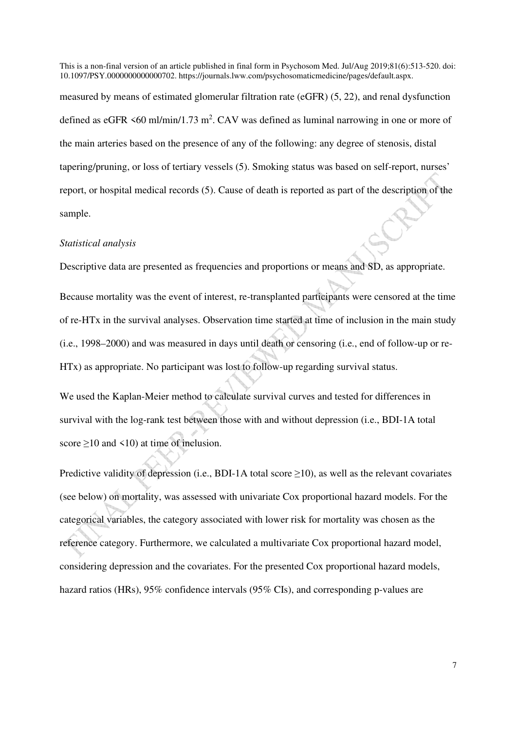measured by means of estimated glomerular filtration rate (eGFR) (5, 22), and renal dysfunction defined as eGFR <60 ml/min/1.73 $m^2$. CAV was defined as luminal narrowing in one or more of the main arteries based on the presence of any of the following: any degree of stenosis, distal tapering/pruning, or loss of tertiary vessels (5). Smoking status was based on self-report, nurses' report, or hospital medical records (5). Cause of death is reported as part of the description of the sample.

*Statistical analysis*

Descriptive data are presented as frequencies and proportions or means and SD, as appropriate.

Because mortality was the event of interest, re-transplanted participants were censored at the time of re-HTx in the survival analyses. Observation time started at time of inclusion in the main study (i.e., 1998–2000) and was measured in days until death or censoring (i.e., end of follow-up or re-HTx) as appropriate. No participant was lost to follow-up regarding survival status.

We used the Kaplan-Meier method to calculate survival curves and tested for differences in survival with the log-rank test between those with and without depression (i.e., BDI-1A total score ≥10 and <10) at time of inclusion.

Predictive validity of depression (i.e., BDI-1A total score ≥10), as well as the relevant covariates (see below) on mortality, was assessed with univariate Cox proportional hazard models. For the categorical variables, the category associated with lower risk for mortality was chosen as the reference category. Furthermore, we calculated a multivariate Cox proportional hazard model, considering depression and the covariates. For the presented Cox proportional hazard models, hazard ratios (HRs), 95% confidence intervals (95% CIs), and corresponding p-values are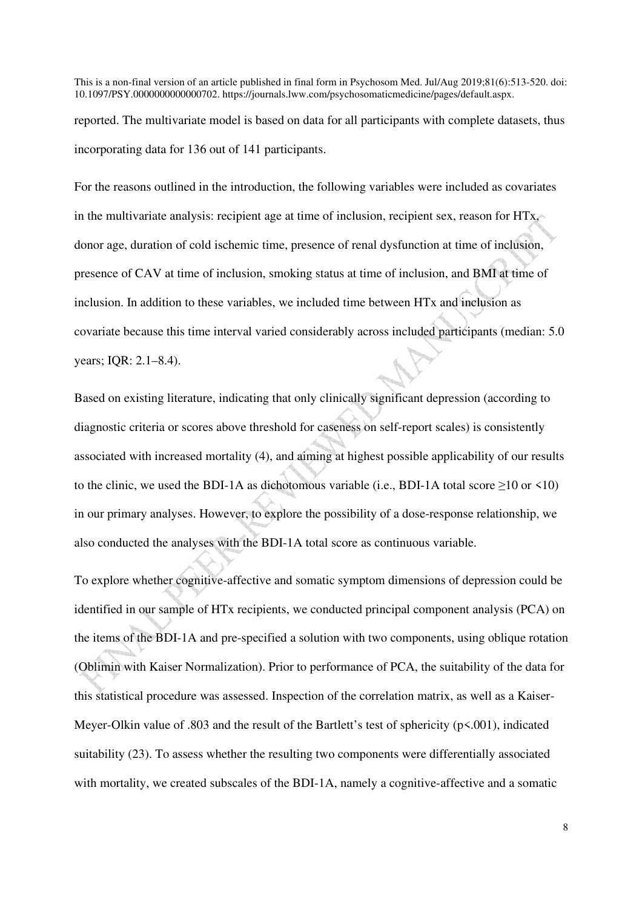reported. The multivariate model is based on data for all participants with complete datasets, thus incorporating data for 136 out of 141 participants.

For the reasons outlined in the introduction, the following variables were included as covariates in the multivariate analysis: recipient age at time of inclusion, recipient sex, reason for HTx, donor age, duration of cold ischemic time, presence of renal dysfunction at time of inclusion, presence of CAV at time of inclusion, smoking status at time of inclusion, and BMI at time of inclusion. In addition to these variables, we included time between HTx and inclusion as covariate because this time interval varied considerably across included participants (median: 5.0 years; IQR: 2.1–8.4).

Based on existing literature, indicating that only clinically significant depression (according to diagnostic criteria or scores above threshold for caseness on self-report scales) is consistently associated with increased mortality (4), and aiming at highest possible applicability of our results to the clinic, we used the BDI-1A as dichotomous variable (i.e., BDI-1A total score ≥10 or <10) in our primary analyses. However, to explore the possibility of a dose-response relationship, we also conducted the analyses with the BDI-1A total score as continuous variable.

To explore whether cognitive-affective and somatic symptom dimensions of depression could be identified in our sample of HTx recipients, we conducted principal component analysis (PCA) on the items of the BDI-1A and pre-specified a solution with two components, using oblique rotation (Oblimin with Kaiser Normalization). Prior to performance of PCA, the suitability of the data for this statistical procedure was assessed. Inspection of the correlation matrix, as well as a Kaiser-Meyer-Olkin value of .803 and the result of the Bartlett's test of sphericity ($p<.001$), indicated suitability (23). To assess whether the resulting two components were differentially associated with mortality, we created subscales of the BDI-1A, namely a cognitive-affective and a somatic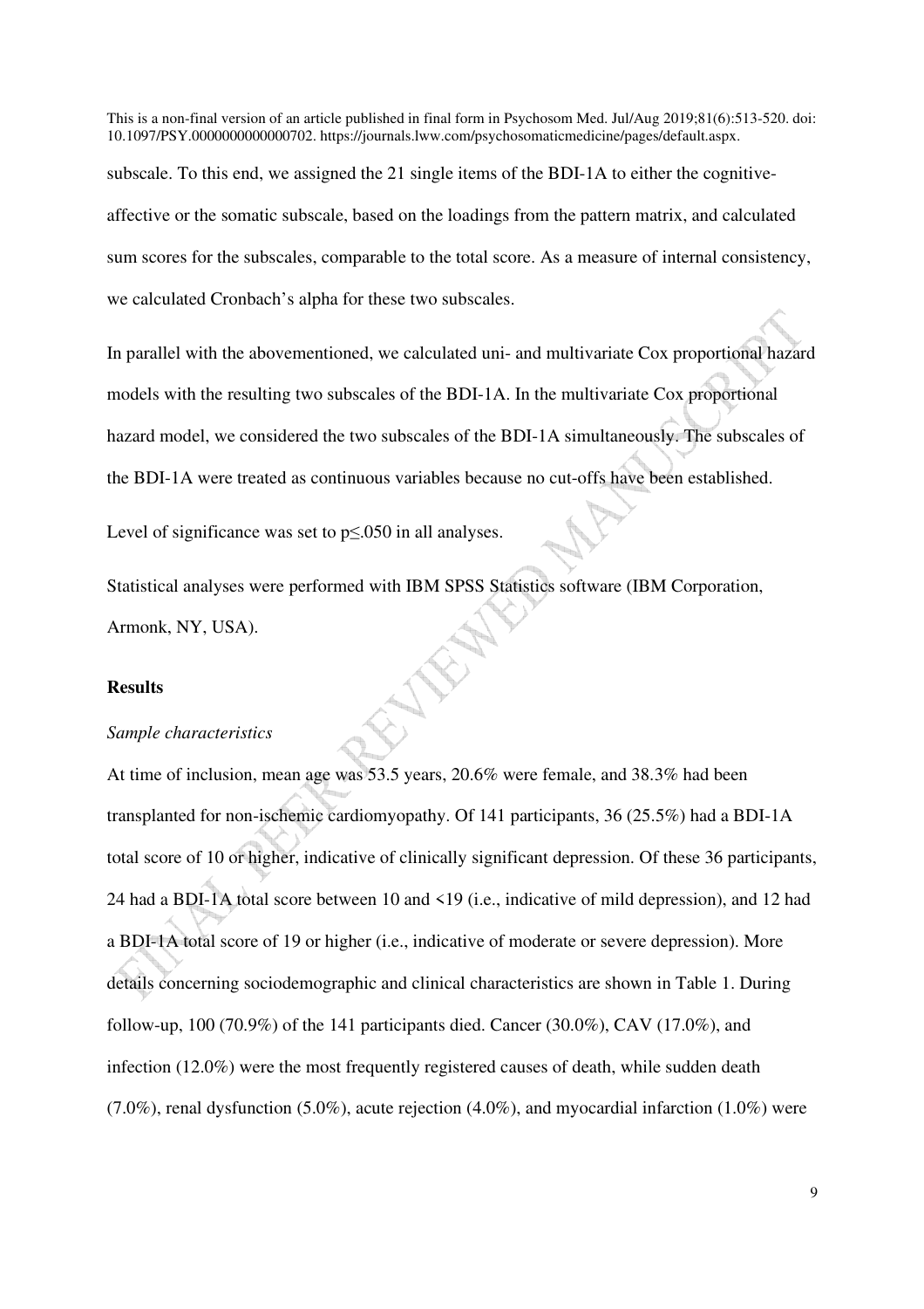subscale. To this end, we assigned the 21 single items of the BDI-1A to either the cognitive-affective or the somatic subscale, based on the loadings from the pattern matrix, and calculated sum scores for the subscales, comparable to the total score. As a measure of internal consistency, we calculated Cronbach's alpha for these two subscales.

In parallel with the abovementioned, we calculated uni- and multivariate Cox proportional hazard models with the resulting two subscales of the BDI-1A. In the multivariate Cox proportional hazard model, we considered the two subscales of the BDI-1A simultaneously. The subscales of the BDI-1A were treated as continuous variables because no cut-offs have been established.

Level of significance was set to $p \leq .050$ in all analyses.

Statistical analyses were performed with IBM SPSS Statistics software (IBM Corporation, Armonk, NY, USA).

## Results

### *Sample characteristics*

At time of inclusion, mean age was 53.5 years, 20.6% were female, and 38.3% had been transplanted for non-ischemic cardiomyopathy. Of 141 participants, 36 (25.5%) had a BDI-1A total score of 10 or higher, indicative of clinically significant depression. Of these 36 participants, 24 had a BDI-1A total score between 10 and <19 (i.e., indicative of mild depression), and 12 had a BDI-1A total score of 19 or higher (i.e., indicative of moderate or severe depression). More details concerning sociodemographic and clinical characteristics are shown in Table 1. During follow-up, 100 (70.9%) of the 141 participants died. Cancer (30.0%), CAV (17.0%), and infection (12.0%) were the most frequently registered causes of death, while sudden death (7.0%), renal dysfunction (5.0%), acute rejection (4.0%), and myocardial infarction (1.0%) were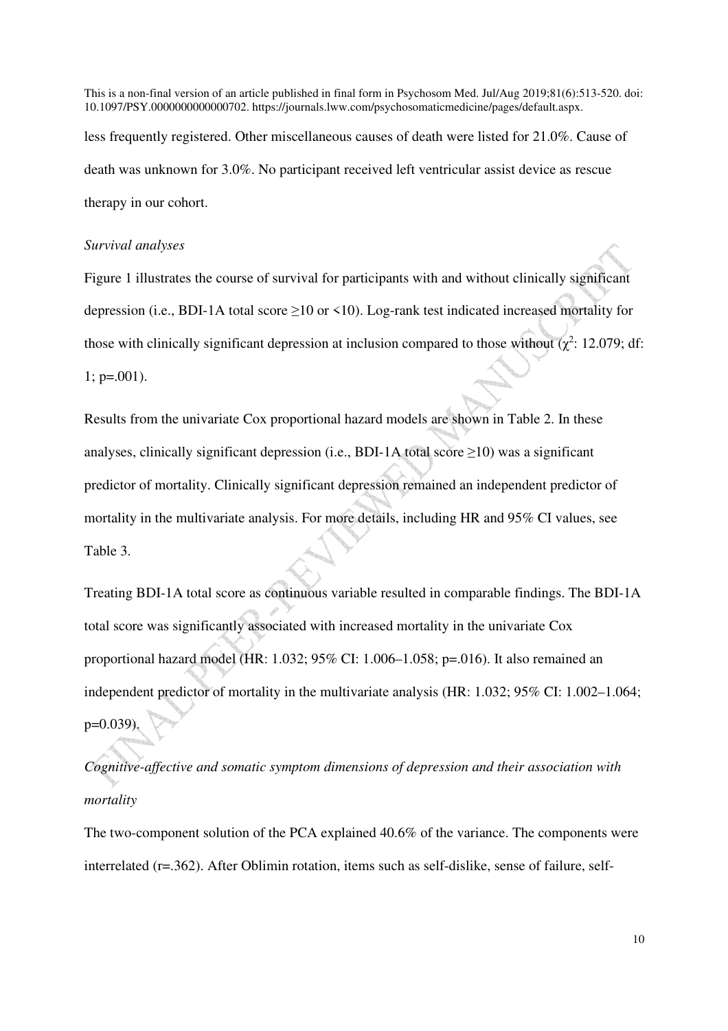less frequently registered. Other miscellaneous causes of death were listed for 21.0%. Cause of death was unknown for 3.0%. No participant received left ventricular assist device as rescue therapy in our cohort.

*Survival analyses*

Figure 1 illustrates the course of survival for participants with and without clinically significant depression (i.e., BDI-1A total score ≥10 or <10). Log-rank test indicated increased mortality for those with clinically significant depression at inclusion compared to those without ($\chi^2$: 12.079; df: 1; p=.001).

Results from the univariate Cox proportional hazard models are shown in Table 2. In these analyses, clinically significant depression (i.e., BDI-1A total score ≥10) was a significant predictor of mortality. Clinically significant depression remained an independent predictor of mortality in the multivariate analysis. For more details, including HR and 95% CI values, see Table 3.

Treating BDI-1A total score as continuous variable resulted in comparable findings. The BDI-1A total score was significantly associated with increased mortality in the univariate Cox proportional hazard model (HR: 1.032; 95% CI: 1.006–1.058; p=.016). It also remained an independent predictor of mortality in the multivariate analysis (HR: 1.032; 95% CI: 1.002–1.064; p=0.039).

*Cognitive-affective and somatic symptom dimensions of depression and their association with mortality*

The two-component solution of the PCA explained 40.6% of the variance. The components were interrelated (r=.362). After Oblimin rotation, items such as self-dislike, sense of failure, self-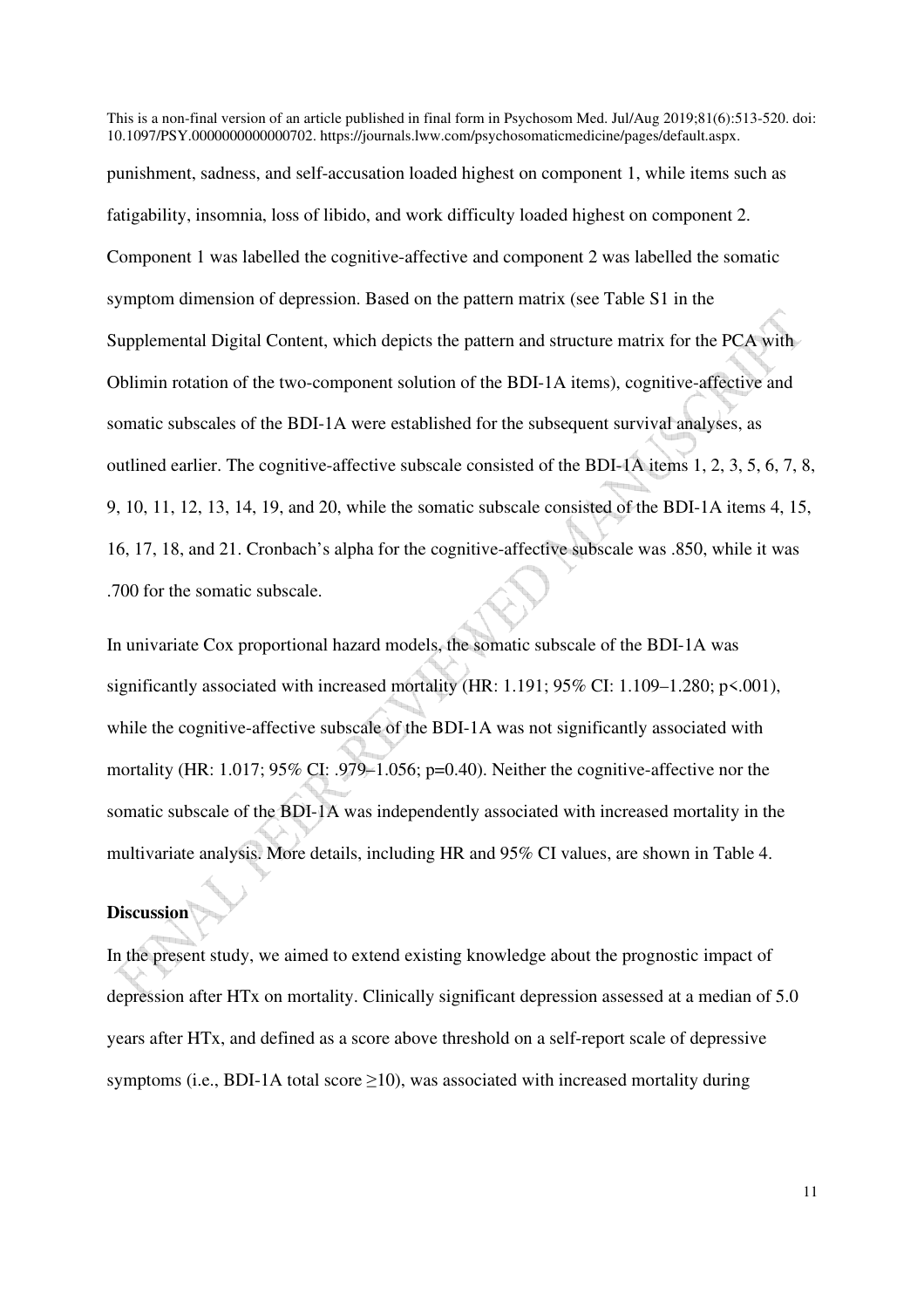punishment, sadness, and self-accusation loaded highest on component 1, while items such as fatigability, insomnia, loss of libido, and work difficulty loaded highest on component 2. Component 1 was labelled the cognitive-affective and component 2 was labelled the somatic symptom dimension of depression. Based on the pattern matrix (see Table S1 in the Supplemental Digital Content, which depicts the pattern and structure matrix for the PCA with Oblimin rotation of the two-component solution of the BDI-1A items), cognitive-affective and somatic subscales of the BDI-1A were established for the subsequent survival analyses, as outlined earlier. The cognitive-affective subscale consisted of the BDI-1A items 1, 2, 3, 5, 6, 7, 8, 9, 10, 11, 12, 13, 14, 19, and 20, while the somatic subscale consisted of the BDI-1A items 4, 15, 16, 17, 18, and 21. Cronbach's alpha for the cognitive-affective subscale was .850, while it was .700 for the somatic subscale.

In univariate Cox proportional hazard models, the somatic subscale of the BDI-1A was significantly associated with increased mortality (HR: 1.191; 95% CI: 1.109–1.280; $p<.001$), while the cognitive-affective subscale of the BDI-1A was not significantly associated with mortality (HR: 1.017; 95% CI: .979–1.056; $p=0.40$). Neither the cognitive-affective nor the somatic subscale of the BDI-1A was independently associated with increased mortality in the multivariate analysis. More details, including HR and 95% CI values, are shown in Table 4.

## Discussion

In the present study, we aimed to extend existing knowledge about the prognostic impact of depression after HTx on mortality. Clinically significant depression assessed at a median of 5.0 years after HTx, and defined as a score above threshold on a self-report scale of depressive symptoms (i.e., BDI-1A total score $\geq$10), was associated with increased mortality during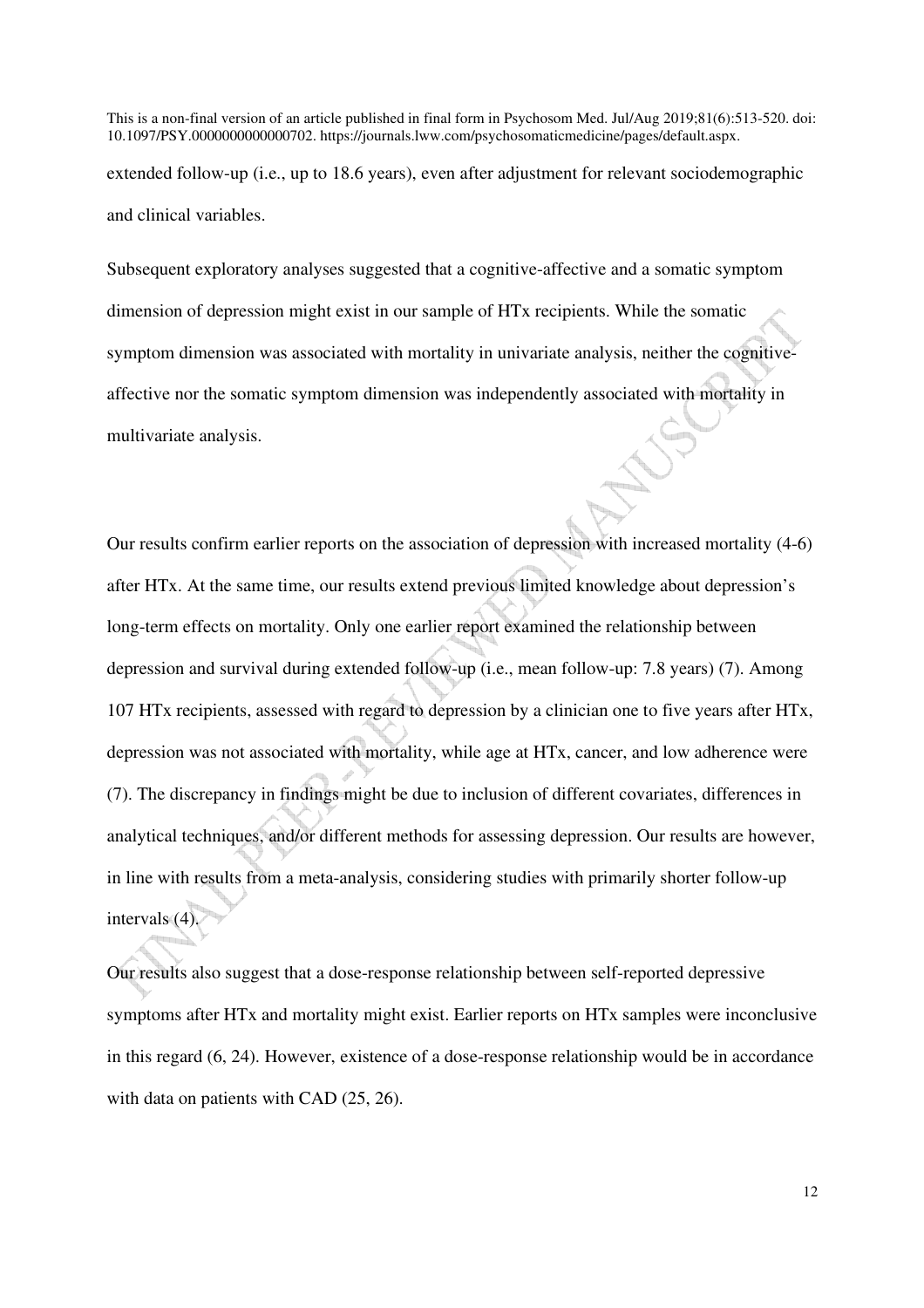extended follow-up (i.e., up to 18.6 years), even after adjustment for relevant sociodemographic and clinical variables.

Subsequent exploratory analyses suggested that a cognitive-affective and a somatic symptom dimension of depression might exist in our sample of HTx recipients. While the somatic symptom dimension was associated with mortality in univariate analysis, neither the cognitive-affective nor the somatic symptom dimension was independently associated with mortality in multivariate analysis.

Our results confirm earlier reports on the association of depression with increased mortality (4-6) after HTx. At the same time, our results extend previous limited knowledge about depression's long-term effects on mortality. Only one earlier report examined the relationship between depression and survival during extended follow-up (i.e., mean follow-up: 7.8 years) (7). Among 107 HTx recipients, assessed with regard to depression by a clinician one to five years after HTx, depression was not associated with mortality, while age at HTx, cancer, and low adherence were (7). The discrepancy in findings might be due to inclusion of different covariates, differences in analytical techniques, and/or different methods for assessing depression. Our results are however, in line with results from a meta-analysis, considering studies with primarily shorter follow-up intervals (4).

Our results also suggest that a dose-response relationship between self-reported depressive symptoms after HTx and mortality might exist. Earlier reports on HTx samples were inconclusive in this regard (6, 24). However, existence of a dose-response relationship would be in accordance with data on patients with CAD (25, 26).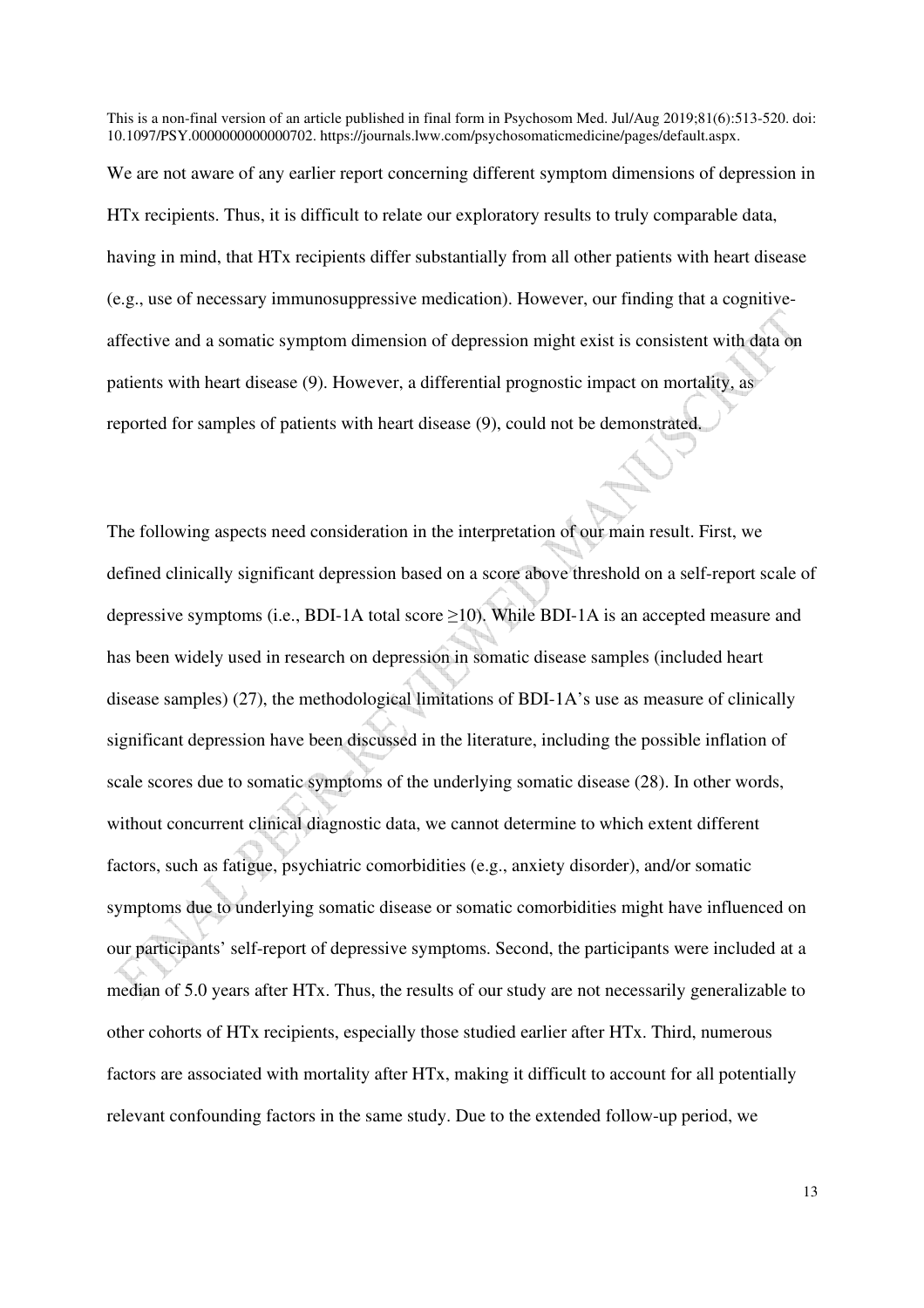We are not aware of any earlier report concerning different symptom dimensions of depression in HTx recipients. Thus, it is difficult to relate our exploratory results to truly comparable data, having in mind, that HTx recipients differ substantially from all other patients with heart disease (e.g., use of necessary immunosuppressive medication). However, our finding that a cognitive-affective and a somatic symptom dimension of depression might exist is consistent with data on patients with heart disease (9). However, a differential prognostic impact on mortality, as reported for samples of patients with heart disease (9), could not be demonstrated.

The following aspects need consideration in the interpretation of our main result. First, we defined clinically significant depression based on a score above threshold on a self-report scale of depressive symptoms (i.e., BDI-1A total score ≥10). While BDI-1A is an accepted measure and has been widely used in research on depression in somatic disease samples (included heart disease samples) (27), the methodological limitations of BDI-1A's use as measure of clinically significant depression have been discussed in the literature, including the possible inflation of scale scores due to somatic symptoms of the underlying somatic disease (28). In other words, without concurrent clinical diagnostic data, we cannot determine to which extent different factors, such as fatigue, psychiatric comorbidities (e.g., anxiety disorder), and/or somatic symptoms due to underlying somatic disease or somatic comorbidities might have influenced on our participants' self-report of depressive symptoms. Second, the participants were included at a median of 5.0 years after HTx. Thus, the results of our study are not necessarily generalizable to other cohorts of HTx recipients, especially those studied earlier after HTx. Third, numerous factors are associated with mortality after HTx, making it difficult to account for all potentially relevant confounding factors in the same study. Due to the extended follow-up period, we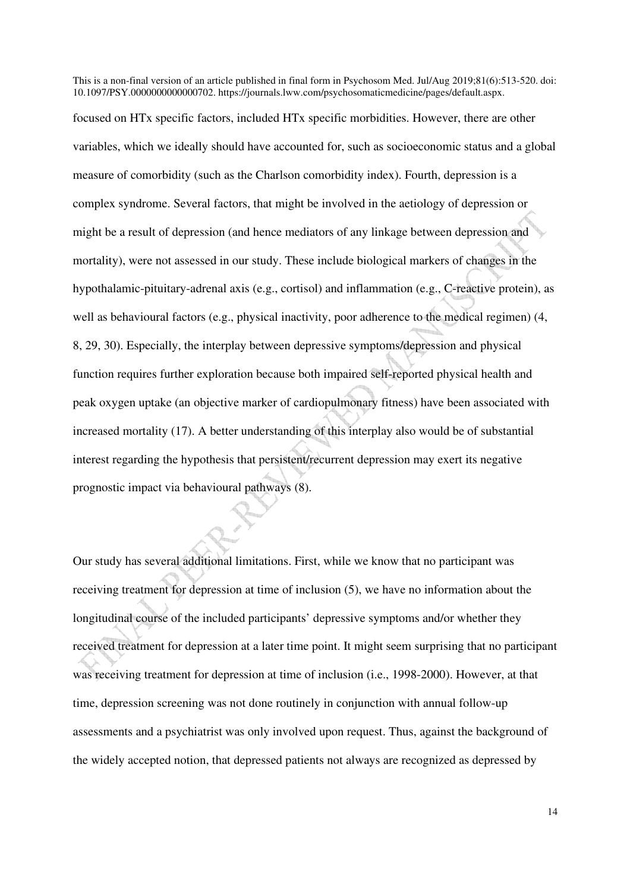focused on HTx specific factors, included HTx specific morbidities. However, there are other variables, which we ideally should have accounted for, such as socioeconomic status and a global measure of comorbidity (such as the Charlson comorbidity index). Fourth, depression is a complex syndrome. Several factors, that might be involved in the aetiology of depression or might be a result of depression (and hence mediators of any linkage between depression and mortality), were not assessed in our study. These include biological markers of changes in the hypothalamic-pituitary-adrenal axis (e.g., cortisol) and inflammation (e.g., C-reactive protein), as well as behavioural factors (e.g., physical inactivity, poor adherence to the medical regimen) (4, 8, 29, 30). Especially, the interplay between depressive symptoms/depression and physical function requires further exploration because both impaired self-reported physical health and peak oxygen uptake (an objective marker of cardiopulmonary fitness) have been associated with increased mortality (17). A better understanding of this interplay also would be of substantial interest regarding the hypothesis that persistent/recurrent depression may exert its negative prognostic impact via behavioural pathways (8).

Our study has several additional limitations. First, while we know that no participant was receiving treatment for depression at time of inclusion (5), we have no information about the longitudinal course of the included participants' depressive symptoms and/or whether they received treatment for depression at a later time point. It might seem surprising that no participant was receiving treatment for depression at time of inclusion (i.e., 1998-2000). However, at that time, depression screening was not done routinely in conjunction with annual follow-up assessments and a psychiatrist was only involved upon request. Thus, against the background of the widely accepted notion, that depressed patients not always are recognized as depressed by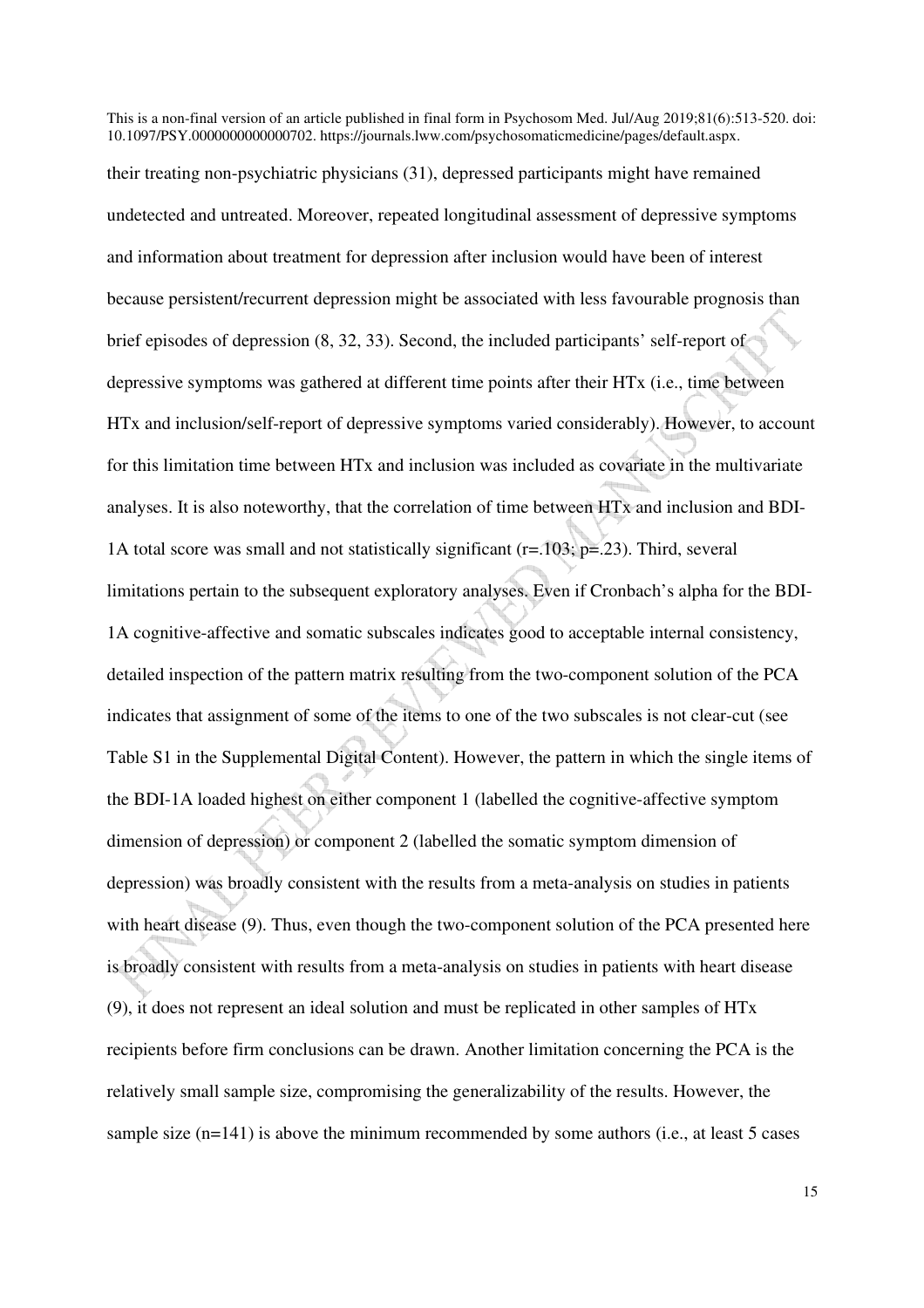their treating non-psychiatric physicians (31), depressed participants might have remained undetected and untreated. Moreover, repeated longitudinal assessment of depressive symptoms and information about treatment for depression after inclusion would have been of interest because persistent/recurrent depression might be associated with less favourable prognosis than brief episodes of depression (8, 32, 33). Second, the included participants' self-report of depressive symptoms was gathered at different time points after their HTx (i.e., time between HTx and inclusion/self-report of depressive symptoms varied considerably). However, to account for this limitation time between HTx and inclusion was included as covariate in the multivariate analyses. It is also noteworthy, that the correlation of time between HTx and inclusion and BDI-1A total score was small and not statistically significant ($r=.103$; $p=.23$). Third, several limitations pertain to the subsequent exploratory analyses. Even if Cronbach's alpha for the BDI-1A cognitive-affective and somatic subscales indicates good to acceptable internal consistency, detailed inspection of the pattern matrix resulting from the two-component solution of the PCA indicates that assignment of some of the items to one of the two subscales is not clear-cut (see Table S1 in the Supplemental Digital Content). However, the pattern in which the single items of the BDI-1A loaded highest on either component 1 (labelled the cognitive-affective symptom dimension of depression) or component 2 (labelled the somatic symptom dimension of depression) was broadly consistent with the results from a meta-analysis on studies in patients with heart disease (9). Thus, even though the two-component solution of the PCA presented here is broadly consistent with results from a meta-analysis on studies in patients with heart disease (9), it does not represent an ideal solution and must be replicated in other samples of HTx recipients before firm conclusions can be drawn. Another limitation concerning the PCA is the relatively small sample size, compromising the generalizability of the results. However, the sample size ($n=141$) is above the minimum recommended by some authors (i.e., at least 5 cases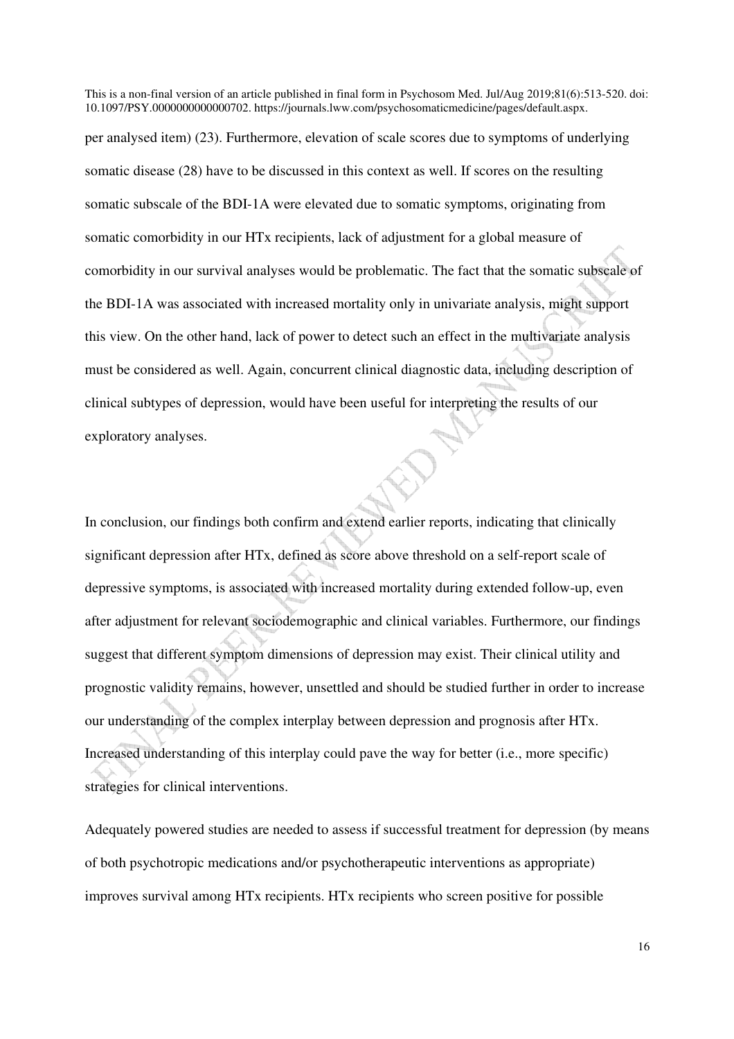per analysed item) (23). Furthermore, elevation of scale scores due to symptoms of underlying somatic disease (28) have to be discussed in this context as well. If scores on the resulting somatic subscale of the BDI-1A were elevated due to somatic symptoms, originating from somatic comorbidity in our HTx recipients, lack of adjustment for a global measure of comorbidity in our survival analyses would be problematic. The fact that the somatic subscale of the BDI-1A was associated with increased mortality only in univariate analysis, might support this view. On the other hand, lack of power to detect such an effect in the multivariate analysis must be considered as well. Again, concurrent clinical diagnostic data, including description of clinical subtypes of depression, would have been useful for interpreting the results of our exploratory analyses.

In conclusion, our findings both confirm and extend earlier reports, indicating that clinically significant depression after HTx, defined as score above threshold on a self-report scale of depressive symptoms, is associated with increased mortality during extended follow-up, even after adjustment for relevant sociodemographic and clinical variables. Furthermore, our findings suggest that different symptom dimensions of depression may exist. Their clinical utility and prognostic validity remains, however, unsettled and should be studied further in order to increase our understanding of the complex interplay between depression and prognosis after HTx. Increased understanding of this interplay could pave the way for better (i.e., more specific) strategies for clinical interventions.

Adequately powered studies are needed to assess if successful treatment for depression (by means of both psychotropic medications and/or psychotherapeutic interventions as appropriate) improves survival among HTx recipients. HTx recipients who screen positive for possible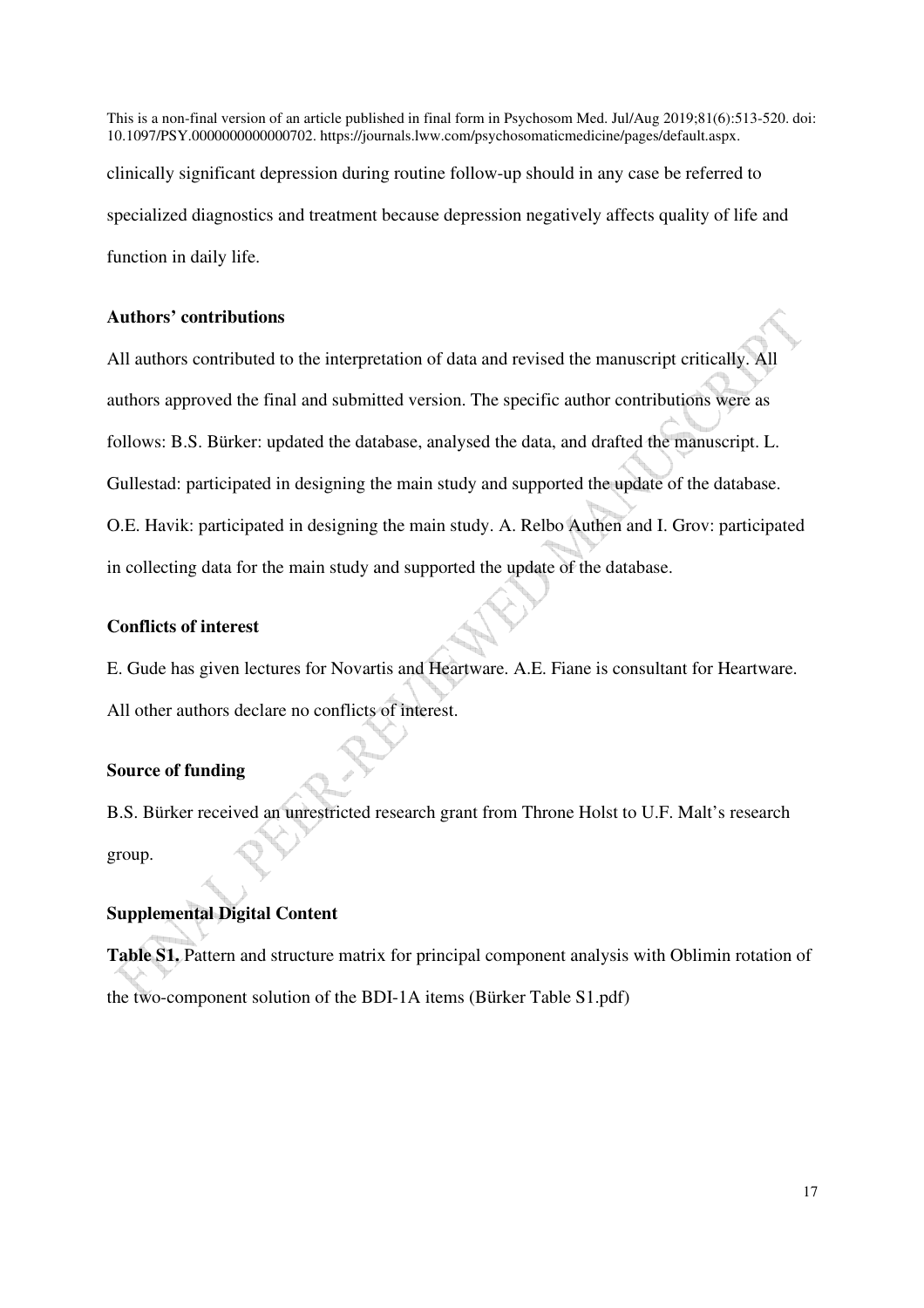clinically significant depression during routine follow-up should in any case be referred to specialized diagnostics and treatment because depression negatively affects quality of life and function in daily life.

**Authors' contributions**

All authors contributed to the interpretation of data and revised the manuscript critically. All authors approved the final and submitted version. The specific author contributions were as follows: B.S. Bürker: updated the database, analysed the data, and drafted the manuscript. L. Gullestad: participated in designing the main study and supported the update of the database. O.E. Havik: participated in designing the main study. A. Relbo Authen and I. Grov: participated in collecting data for the main study and supported the update of the database.

**Conflicts of interest**

E. Gude has given lectures for Novartis and Heartware. A.E. Fiane is consultant for Heartware. All other authors declare no conflicts of interest.

**Source of funding**

B.S. Bürker received an unrestricted research grant from Throne Holst to U.F. Malt's research group.

**Supplemental Digital Content**

**Table S1.** Pattern and structure matrix for principal component analysis with Oblimin rotation of the two-component solution of the BDI-1A items (Bürker Table S1.pdf)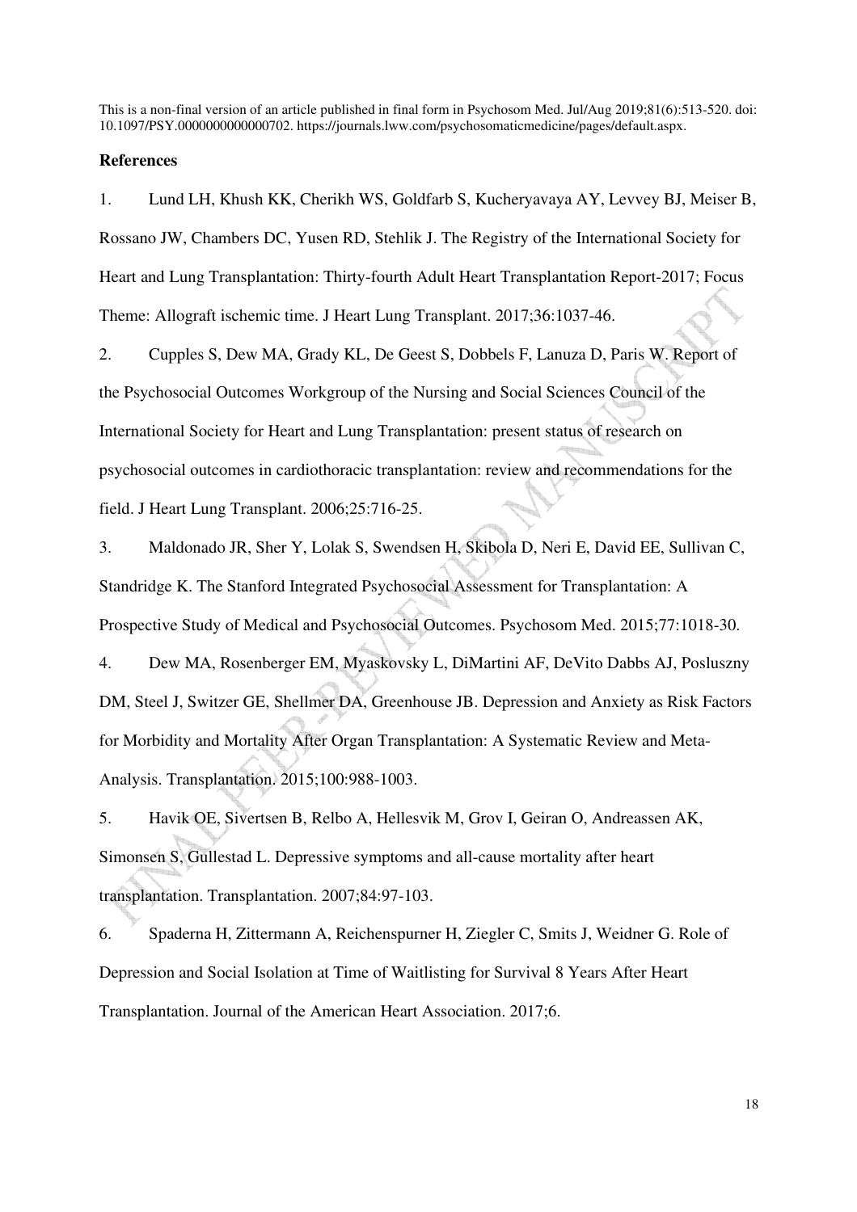## References

1. Lund LH, Khush KK, Cherikh WS, Goldfarb S, Kucheryavaya AY, Levvey BJ, Meiser B, Rossano JW, Chambers DC, Yusen RD, Stehlik J. The Registry of the International Society for Heart and Lung Transplantation: Thirty-fourth Adult Heart Transplantation Report-2017; Focus Theme: Allograft ischemic time. J Heart Lung Transplant. 2017;36:1037-46.

2. Cupples S, Dew MA, Grady KL, De Geest S, Dobbels F, Lanuza D, Paris W. Report of the Psychosocial Outcomes Workgroup of the Nursing and Social Sciences Council of the International Society for Heart and Lung Transplantation: present status of research on psychosocial outcomes in cardiothoracic transplantation: review and recommendations for the field. J Heart Lung Transplant. 2006;25:716-25.

3. Maldonado JR, Sher Y, Lolak S, Swendsen H, Skibola D, Neri E, David EE, Sullivan C, Standridge K. The Stanford Integrated Psychosocial Assessment for Transplantation: A Prospective Study of Medical and Psychosocial Outcomes. Psychosom Med. 2015;77:1018-30.

4. Dew MA, Rosenberger EM, Myaskovsky L, DiMartini AF, DeVito Dabbs AJ, Posluszny DM, Steel J, Switzer GE, Shellmer DA, Greenhouse JB. Depression and Anxiety as Risk Factors for Morbidity and Mortality After Organ Transplantation: A Systematic Review and Meta-Analysis. Transplantation. 2015;100:988-1003.

5. Havik OE, Sivertsen B, Relbo A, Hellesvik M, Grov I, Geiran O, Andreassen AK, Simonsen S, Gullestad L. Depressive symptoms and all-cause mortality after heart transplantation. Transplantation. 2007;84:97-103.

6. Spaderna H, Zittermann A, Reichenspurner H, Ziegler C, Smits J, Weidner G. Role of Depression and Social Isolation at Time of Waitlisting for Survival 8 Years After Heart Transplantation. Journal of the American Heart Association. 2017;6.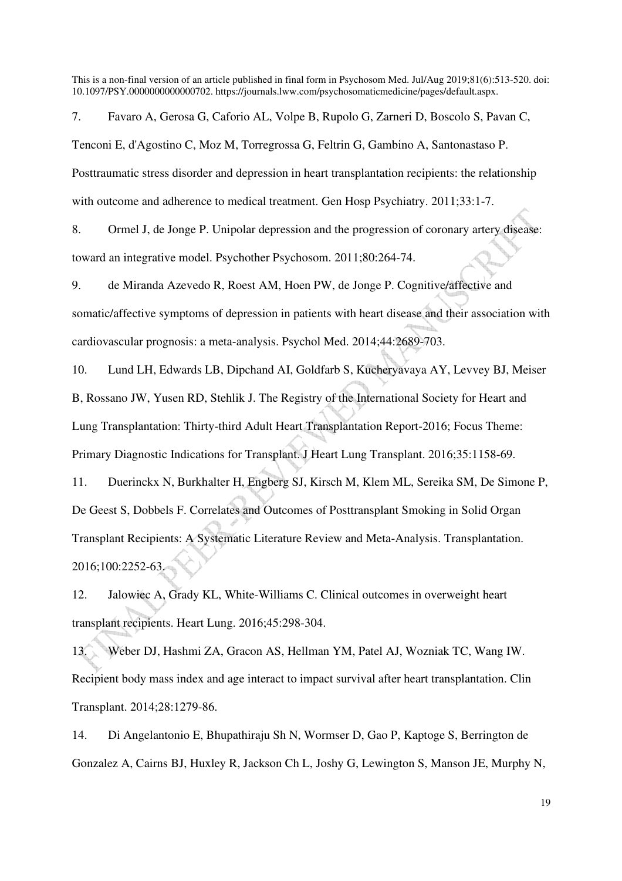7. Favaro A, Gerosa G, Caforio AL, Volpe B, Rupolo G, Zarneri D, Boscolo S, Pavan C, Tenconi E, d'Agostino C, Moz M, Torregrossa G, Feltrin G, Gambino A, Santonastaso P. Posttraumatic stress disorder and depression in heart transplantation recipients: the relationship with outcome and adherence to medical treatment. Gen Hosp Psychiatry. 2011;33:1-7.

8. Ormel J, de Jonge P. Unipolar depression and the progression of coronary artery disease: toward an integrative model. Psychother Psychosom. 2011;80:264-74.

9. de Miranda Azevedo R, Roest AM, Hoen PW, de Jonge P. Cognitive/affective and somatic/affective symptoms of depression in patients with heart disease and their association with cardiovascular prognosis: a meta-analysis. Psychol Med. 2014;44:2689-703.

10. Lund LH, Edwards LB, Dipchand AI, Goldfarb S, Kucheryavaya AY, Levvey BJ, Meiser B, Rossano JW, Yusen RD, Stehlik J. The Registry of the International Society for Heart and Lung Transplantation: Thirty-third Adult Heart Transplantation Report-2016; Focus Theme: Primary Diagnostic Indications for Transplant. J Heart Lung Transplant. 2016;35:1158-69.

11. Duerinckx N, Burkhalter H, Engberg SJ, Kirsch M, Klem ML, Sereika SM, De Simone P, De Geest S, Dobbels F. Correlates and Outcomes of Posttransplant Smoking in Solid Organ Transplant Recipients: A Systematic Literature Review and Meta-Analysis. Transplantation. 2016;100:2252-63.

12. Jalowiec A, Grady KL, White-Williams C. Clinical outcomes in overweight heart transplant recipients. Heart Lung. 2016;45:298-304.

13. Weber DJ, Hashmi ZA, Gracon AS, Hellman YM, Patel AJ, Wozniak TC, Wang IW. Recipient body mass index and age interact to impact survival after heart transplantation. Clin Transplant. 2014;28:1279-86.

14. Di Angelantonio E, Bhupathiraju Sh N, Wormser D, Gao P, Kaptoge S, Berrington de Gonzalez A, Cairns BJ, Huxley R, Jackson Ch L, Joshy G, Lewington S, Manson JE, Murphy N,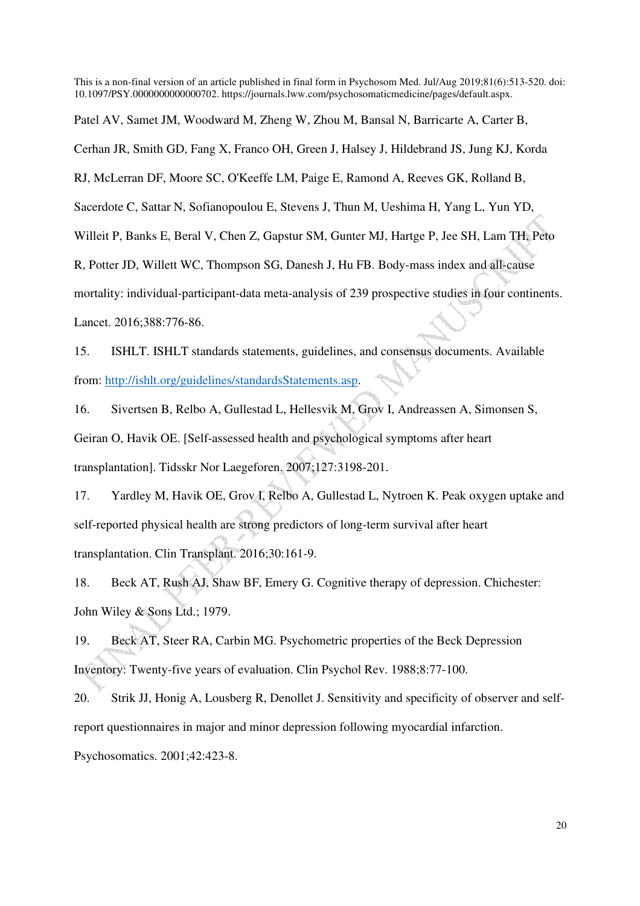Patel AV, Samet JM, Woodward M, Zheng W, Zhou M, Bansal N, Barricarte A, Carter B, Cerhan JR, Smith GD, Fang X, Franco OH, Green J, Halsey J, Hildebrand JS, Jung KJ, Korda RJ, McLerran DF, Moore SC, O'Keeffe LM, Paige E, Ramond A, Reeves GK, Rolland B, Sacerdote C, Sattar N, Sofianopoulou E, Stevens J, Thun M, Ueshima H, Yang L, Yun YD, Willeit P, Banks E, Beral V, Chen Z, Gapstur SM, Gunter MJ, Hartge P, Jee SH, Lam TH, Peto R, Potter JD, Willett WC, Thompson SG, Danesh J, Hu FB. Body-mass index and all-cause mortality: individual-participant-data meta-analysis of 239 prospective studies in four continents. Lancet. 2016;388:776-86.

15. ISHLT. ISHLT standards statements, guidelines, and consensus documents. Available from: http://ishlt.org/guidelines/standardsStatements.asp.

16. Sivertsen B, Relbo A, Gullestad L, Hellesvik M, Grov I, Andreassen A, Simonsen S, Geiran O, Havik OE. [Self-assessed health and psychological symptoms after heart transplantation]. Tidsskr Nor Laegeforen. 2007;127:3198-201.

17. Yardley M, Havik OE, Grov I, Relbo A, Gullestad L, Nytroen K. Peak oxygen uptake and self-reported physical health are strong predictors of long-term survival after heart transplantation. Clin Transplant. 2016;30:161-9.

18. Beck AT, Rush AJ, Shaw BF, Emery G. Cognitive therapy of depression. Chichester: John Wiley & Sons Ltd.; 1979.

19. Beck AT, Steer RA, Carbin MG. Psychometric properties of the Beck Depression Inventory: Twenty-five years of evaluation. Clin Psychol Rev. 1988;8:77-100.

20. Strik JJ, Honig A, Lousberg R, Denollet J. Sensitivity and specificity of observer and self-report questionnaires in major and minor depression following myocardial infarction. Psychosomatics. 2001;42:423-8.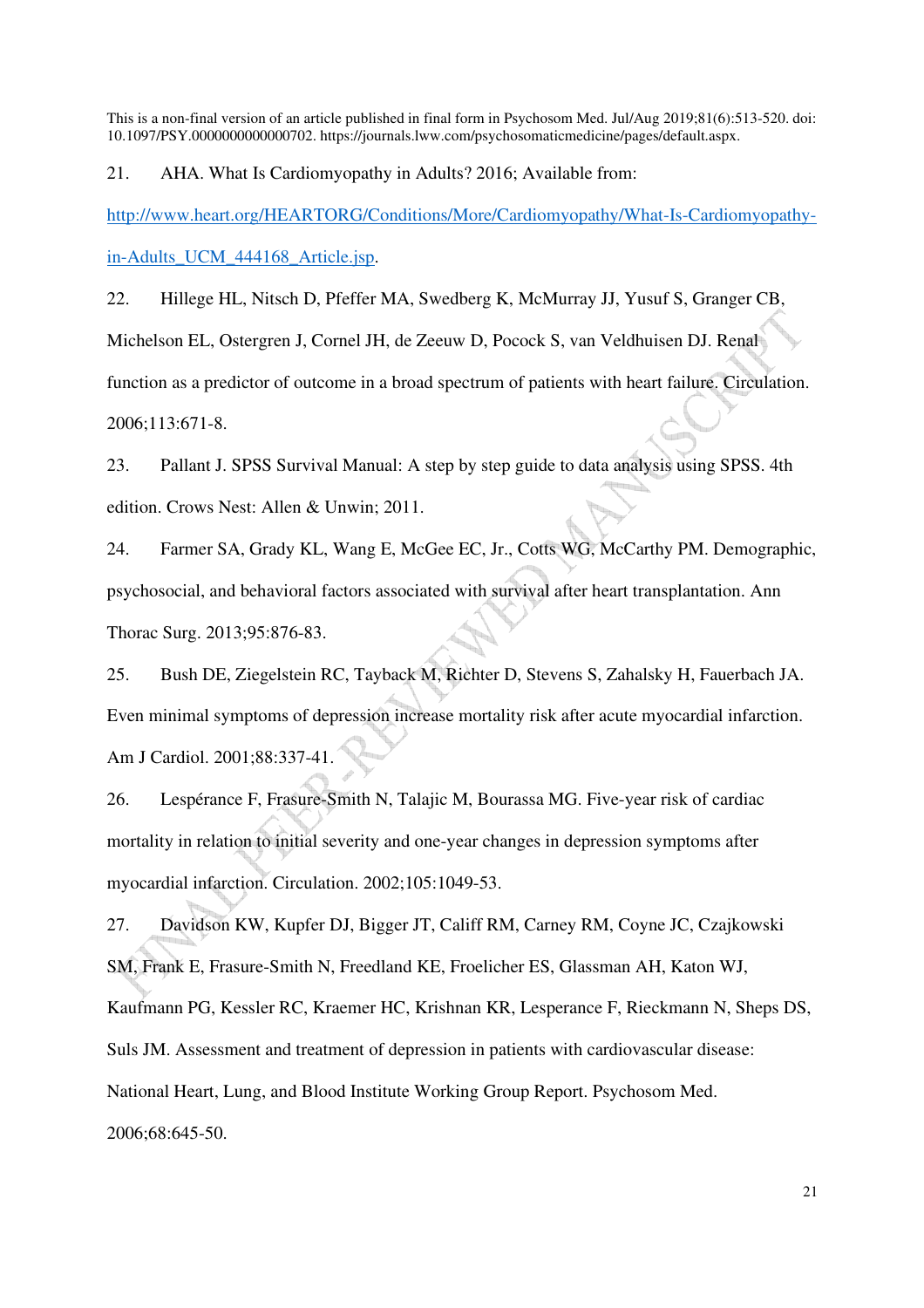21. AHA. What Is Cardiomyopathy in Adults? 2016; Available from: http://www.heart.org/HEARTORG/Conditions/More/Cardiomyopathy/What-Is-Cardiomyopathy-in-Adults_UCM_444168_Article.jsp.

22. Hillege HL, Nitsch D, Pfeffer MA, Swedberg K, McMurray JJ, Yusuf S, Granger CB, Michelson EL, Ostergren J, Cornel JH, de Zeeuw D, Pocock S, van Veldhuisen DJ. Renal function as a predictor of outcome in a broad spectrum of patients with heart failure. Circulation. 2006;113:671-8.

23. Pallant J. SPSS Survival Manual: A step by step guide to data analysis using SPSS. 4th edition. Crows Nest: Allen & Unwin; 2011.

24. Farmer SA, Grady KL, Wang E, McGee EC, Jr., Cotts WG, McCarthy PM. Demographic, psychosocial, and behavioral factors associated with survival after heart transplantation. Ann Thorac Surg. 2013;95:876-83.

25. Bush DE, Ziegelstein RC, Tayback M, Richter D, Stevens S, Zahalsky H, Fauerbach JA. Even minimal symptoms of depression increase mortality risk after acute myocardial infarction. Am J Cardiol. 2001;88:337-41.

26. Lespérance F, Frasure-Smith N, Talajic M, Bourassa MG. Five-year risk of cardiac mortality in relation to initial severity and one-year changes in depression symptoms after myocardial infarction. Circulation. 2002;105:1049-53.

27. Davidson KW, Kupfer DJ, Bigger JT, Califf RM, Carney RM, Coyne JC, Czajkowski SM, Frank E, Frasure-Smith N, Freedland KE, Froelicher ES, Glassman AH, Katon WJ, Kaufmann PG, Kessler RC, Kraemer HC, Krishnan KR, Lesperance F, Rieckmann N, Sheps DS, Suls JM. Assessment and treatment of depression in patients with cardiovascular disease: National Heart, Lung, and Blood Institute Working Group Report. Psychosom Med. 2006;68:645-50.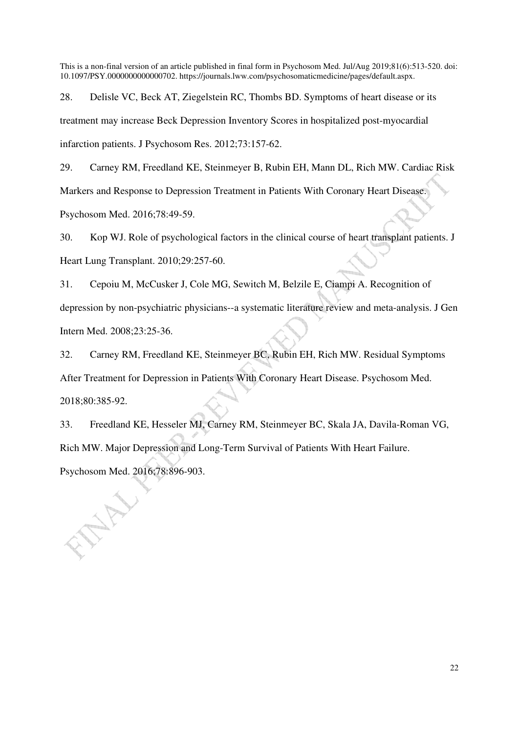28. Delisle VC, Beck AT, Ziegelstein RC, Thombs BD. Symptoms of heart disease or its treatment may increase Beck Depression Inventory Scores in hospitalized post-myocardial infarction patients. J Psychosom Res. 2012;73:157-62.

29. Carney RM, Freedland KE, Steinmeyer B, Rubin EH, Mann DL, Rich MW. Cardiac Risk Markers and Response to Depression Treatment in Patients With Coronary Heart Disease. Psychosom Med. 2016;78:49-59.

30. Kop WJ. Role of psychological factors in the clinical course of heart transplant patients. J Heart Lung Transplant. 2010;29:257-60.

31. Cepoiu M, McCusker J, Cole MG, Sewitch M, Belzile E, Ciampi A. Recognition of depression by non-psychiatric physicians--a systematic literature review and meta-analysis. J Gen Intern Med. 2008;23:25-36.

32. Carney RM, Freedland KE, Steinmeyer BC, Rubin EH, Rich MW. Residual Symptoms After Treatment for Depression in Patients With Coronary Heart Disease. Psychosom Med. 2018;80:385-92.

33. Freedland KE, Hesseler MJ, Carney RM, Steinmeyer BC, Skala JA, Davila-Roman VG, Rich MW. Major Depression and Long-Term Survival of Patients With Heart Failure. Psychosom Med. 2016;78:896-903.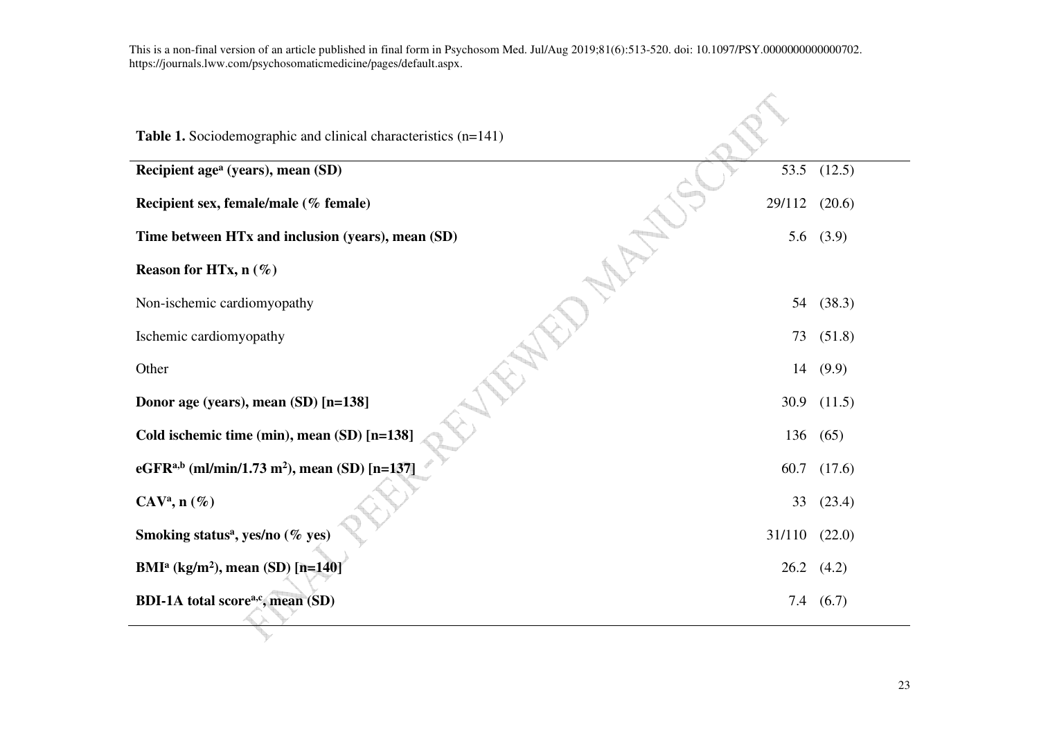This is a non-final version of an article published in final form in Psychosom Med. Jul/Aug 2019;81(6):513-520. doi: 10.1097/PSY.0000000000000702. https://journals.lww.com/psychosomaticmedicine/pages/default.aspx.

**Table 1.** Sociodemographic and clinical characteristics (n=141)

| | | |
|---|---|---|
| **Recipient age[a] (years), mean (SD)** | 53.5 | (12.5) |
| **Recipient sex, female/male (% female)** | 29/112 | (20.6) |
| **Time between HTx and inclusion (years), mean (SD)** | 5.6 | (3.9) |
| **Reason for HTx, n (%)** | | |
| Non-ischemic cardiomyopathy | 54 | (38.3) |
| Ischemic cardiomyopathy | 73 | (51.8) |
| Other | 14 | (9.9) |
| **Donor age (years), mean (SD) [n=138]** | 30.9 | (11.5) |
| **Cold ischemic time (min), mean (SD) [n=138]** | 136 | (65) |
| **eGFR[a,b] (ml/min/1.73 m$^2$), mean (SD) [n=137]** | 60.7 | (17.6) |
| **CAV[a], n (%)** | 33 | (23.4) |
| **Smoking status[a], yes/no (% yes)** | 31/110 | (22.0) |
| **BMI[a] (kg/m$^2$), mean (SD) [n=140]** | 26.2 | (4.2) |
| **BDI-1A total score[a,c], mean (SD)** | 7.4 | (6.7) |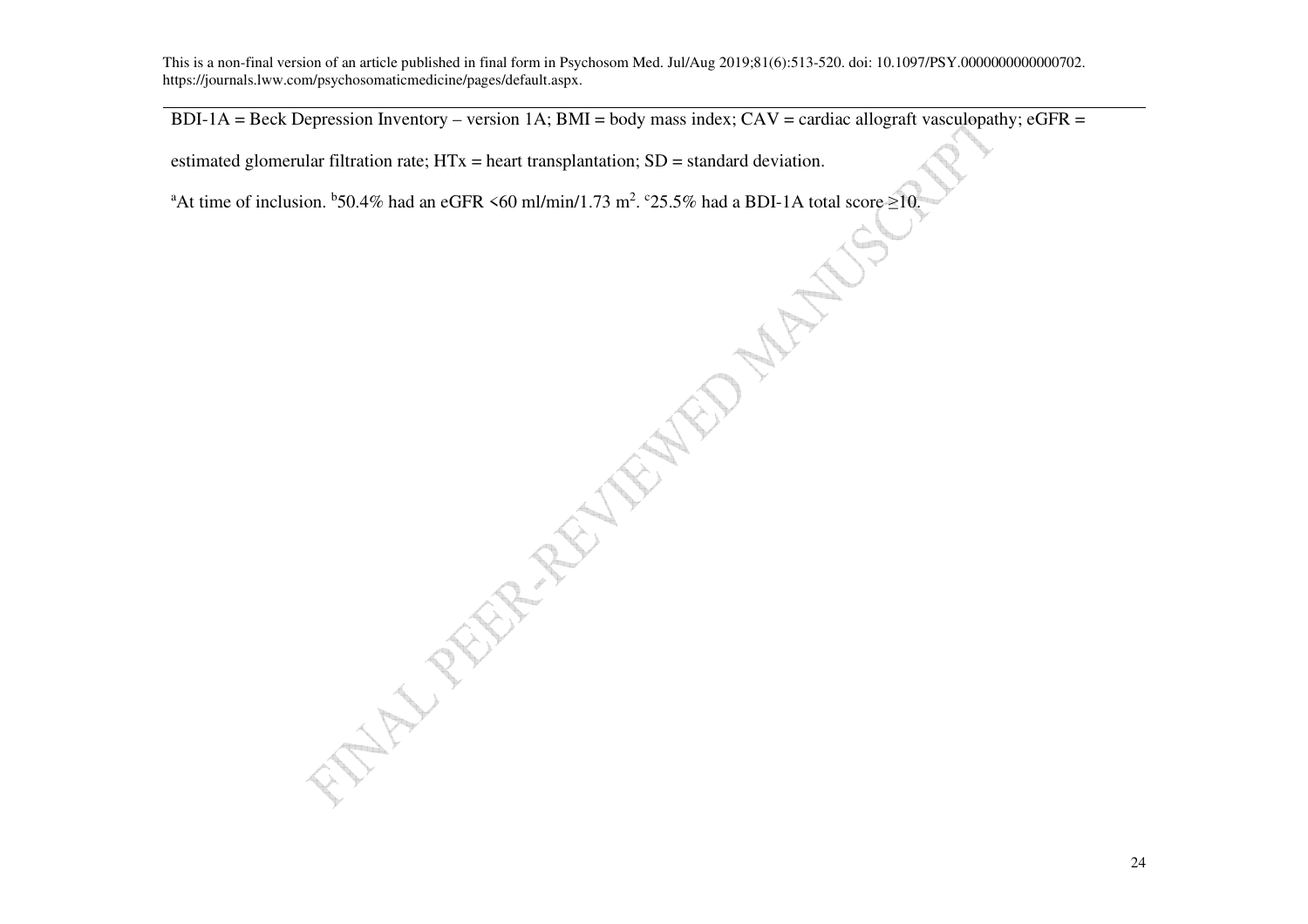BDI-1A = Beck Depression Inventory – version 1A; BMI = body mass index; CAV = cardiac allograft vasculopathy; eGFR = estimated glomerular filtration rate; HTx = heart transplantation; SD = standard deviation.

[a]At time of inclusion. [b]50.4% had an eGFR <60 ml/min/1.73 m$^2$. [c]25.5% had a BDI-1A total score ≥10.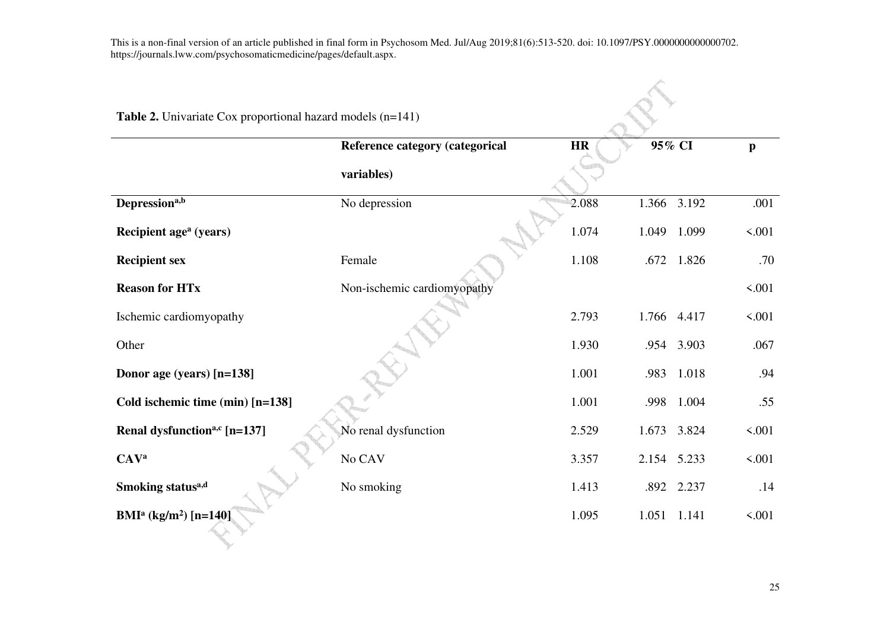This is a non-final version of an article published in final form in Psychosom Med. Jul/Aug 2019;81(6):513-520. doi: 10.1097/PSY.0000000000000702. https://journals.lww.com/psychosomaticmedicine/pages/default.aspx.

**Table 2.** Univariate Cox proportional hazard models (n=141)

| | Reference category (categorical variables) | HR | 95% CI | | p |
|---|---|---|---|---|---|
| **Depression**[a,b] | No depression | 2.088 | 1.366 | 3.192 | .001 |
| **Recipient age**[a] **(years)** | | 1.074 | 1.049 | 1.099 | <.001 |
| **Recipient sex** | Female | 1.108 | .672 | 1.826 | .70 |
| **Reason for HTx** | Non-ischemic cardiomyopathy | | | | <.001 |
| Ischemic cardiomyopathy | | 2.793 | 1.766 | 4.417 | <.001 |
| Other | | 1.930 | .954 | 3.903 | .067 |
| **Donor age (years) [n=138]** | | 1.001 | .983 | 1.018 | .94 |
| **Cold ischemic time (min) [n=138]** | | 1.001 | .998 | 1.004 | .55 |
| **Renal dysfunction**[a,c] **[n=137]** | No renal dysfunction | 2.529 | 1.673 | 3.824 | <.001 |
| **CAV**[a] | No CAV | 3.357 | 2.154 | 5.233 | <.001 |
| **Smoking status**[a,d] | No smoking | 1.413 | .892 | 2.237 | .14 |
| **BMI**[a] **(kg/m$^2$) [n=140]** | | 1.095 | 1.051 | 1.141 | <.001 |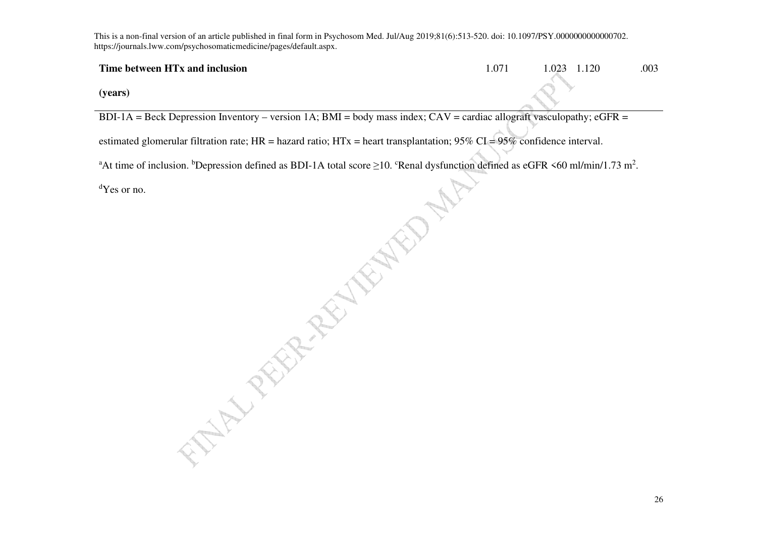| | | | | |
|---|---|---|---|---|
| **Time between HTx and inclusion (years)** | 1.071 | 1.023 | 1.120 | .003 |

BDI-1A = Beck Depression Inventory – version 1A; BMI = body mass index; CAV = cardiac allograft vasculopathy; eGFR = estimated glomerular filtration rate; HR = hazard ratio; HTx = heart transplantation; 95% CI = 95% confidence interval.

[a]At time of inclusion. [b]Depression defined as BDI-1A total score ≥10. [c]Renal dysfunction defined as eGFR <60 ml/min/1.73 $m^2$.

[d]Yes or no.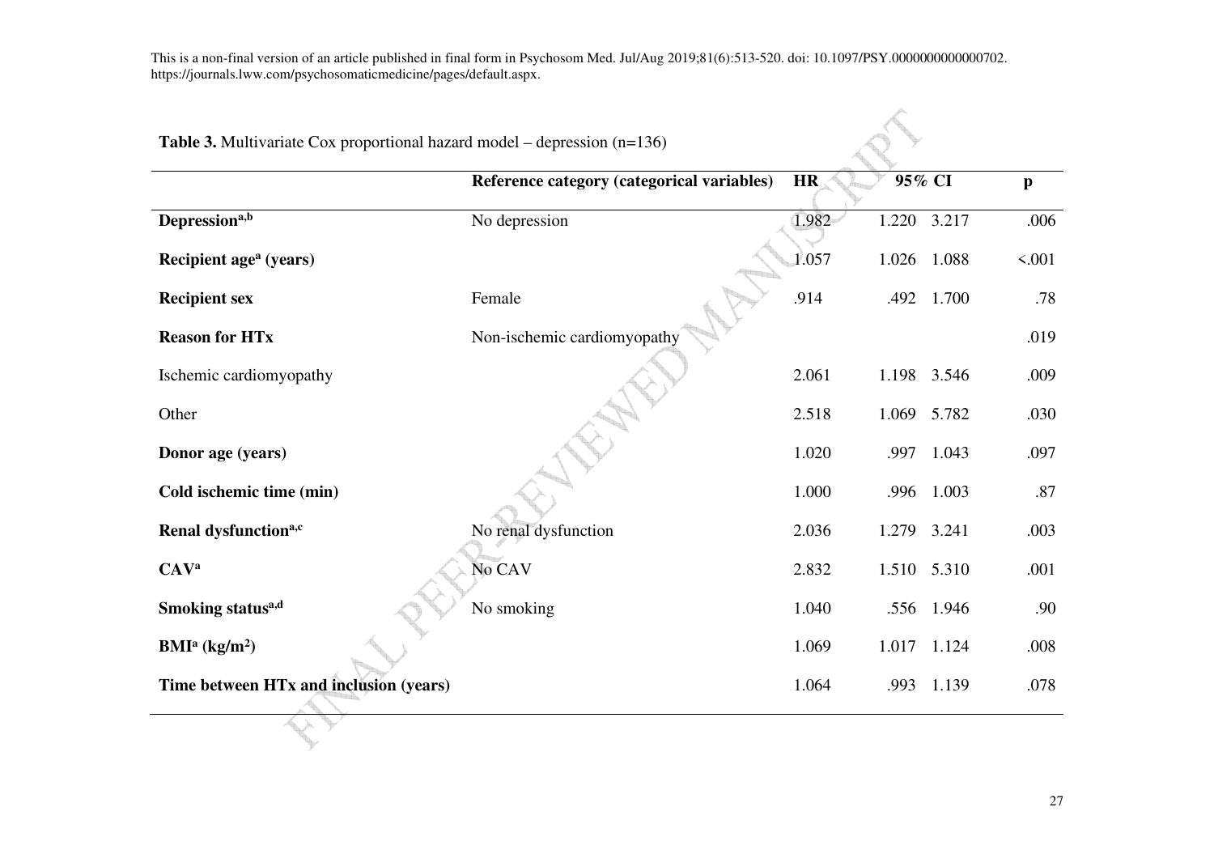**Table 3.** Multivariate Cox proportional hazard model – depression (n=136)

| | Reference category (categorical variables) | HR | 95% CI | | p |
|---|---|---|---|---|---|
| **Depression[a,b]** | No depression | 1.982 | 1.220 | 3.217 | .006 |
| **Recipient age[a] (years)** | | 1.057 | 1.026 | 1.088 | <.001 |
| **Recipient sex** | Female | .914 | .492 | 1.700 | .78 |
| **Reason for HTx** | Non-ischemic cardiomyopathy | | | | .019 |
| Ischemic cardiomyopathy | | 2.061 | 1.198 | 3.546 | .009 |
| Other | | 2.518 | 1.069 | 5.782 | .030 |
| **Donor age (years)** | | 1.020 | .997 | 1.043 | .097 |
| **Cold ischemic time (min)** | | 1.000 | .996 | 1.003 | .87 |
| **Renal dysfunction[a,c]** | No renal dysfunction | 2.036 | 1.279 | 3.241 | .003 |
| **CAV[a]** | No CAV | 2.832 | 1.510 | 5.310 | .001 |
| **Smoking status[a,d]** | No smoking | 1.040 | .556 | 1.946 | .90 |
| **BMI[a] (kg/m$^2$)** | | 1.069 | 1.017 | 1.124 | .008 |
| **Time between HTx and inclusion (years)** | | 1.064 | .993 | 1.139 | .078 |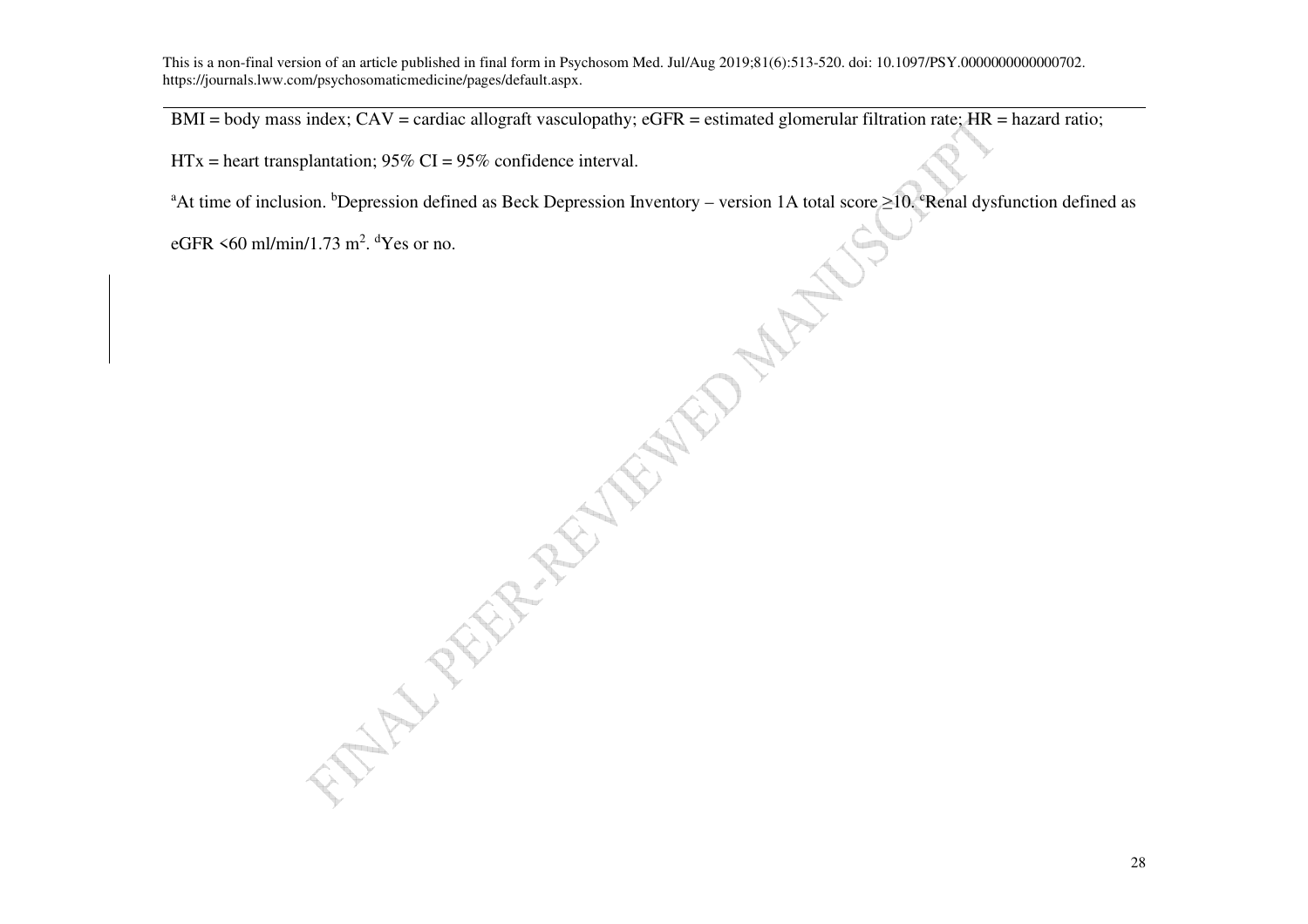BMI = body mass index; CAV = cardiac allograft vasculopathy; eGFR = estimated glomerular filtration rate; HR = hazard ratio; HTx = heart transplantation; 95% CI = 95% confidence interval.

[a]At time of inclusion. [b]Depression defined as Beck Depression Inventory – version 1A total score ≥10. [c]Renal dysfunction defined as eGFR <60 ml/min/1.73 $m^2$. [d]Yes or no.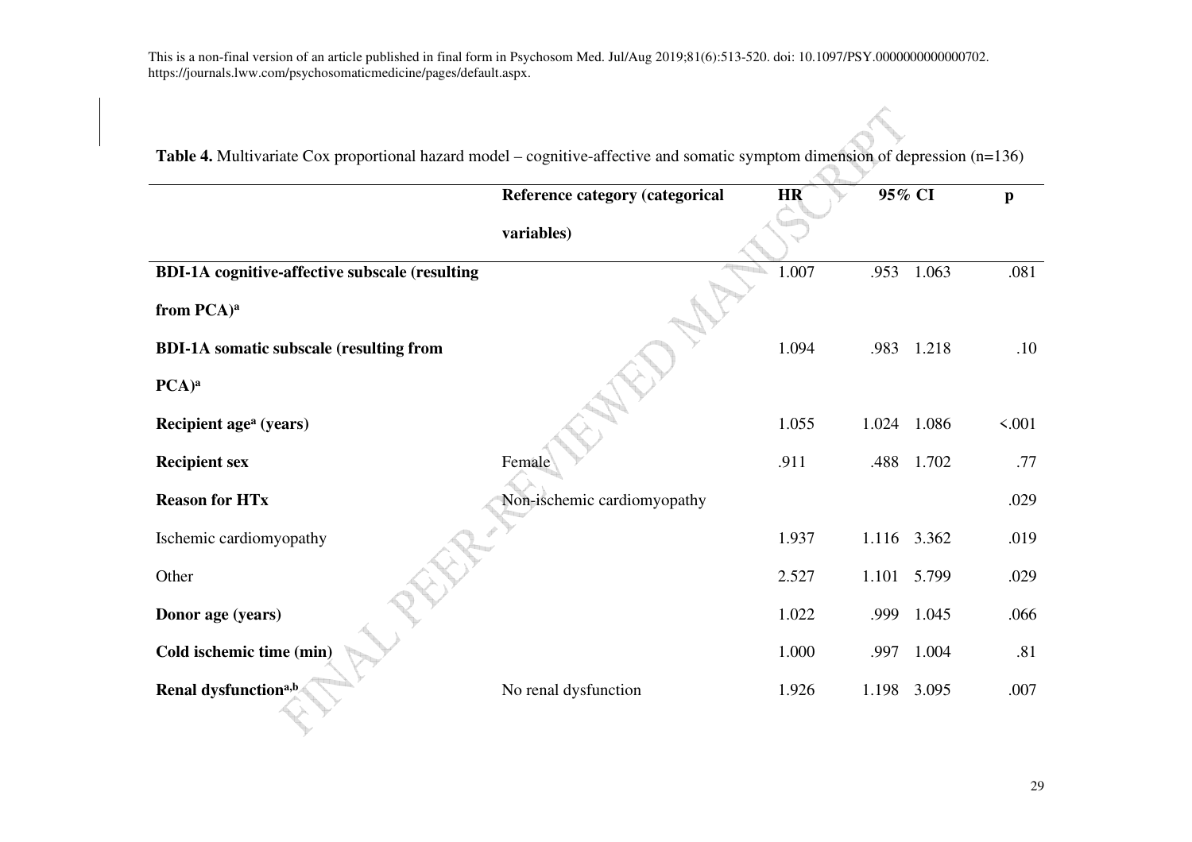This is a non-final version of an article published in final form in Psychosom Med. Jul/Aug 2019;81(6):513-520. doi: 10.1097/PSY.0000000000000702. https://journals.lww.com/psychosomaticmedicine/pages/default.aspx.

**Table 4.** Multivariate Cox proportional hazard model – cognitive-affective and somatic symptom dimension of depression (n=136)

| | Reference category (categorical variables) | HR | 95% CI | | p |
|---|---|---|---|---|---|
| **BDI-1A cognitive-affective subscale (resulting from PCA)[a]** | | 1.007 | .953 | 1.063 | .081 |
| **BDI-1A somatic subscale (resulting from PCA)[a]** | | 1.094 | .983 | 1.218 | .10 |
| **Recipient age[a] (years)** | | 1.055 | 1.024 | 1.086 | <.001 |
| **Recipient sex** | Female | .911 | .488 | 1.702 | .77 |
| **Reason for HTx** | Non-ischemic cardiomyopathy | | | | .029 |
| Ischemic cardiomyopathy | | 1.937 | 1.116 | 3.362 | .019 |
| Other | | 2.527 | 1.101 | 5.799 | .029 |
| **Donor age (years)** | | 1.022 | .999 | 1.045 | .066 |
| **Cold ischemic time (min)** | | 1.000 | .997 | 1.004 | .81 |
| **Renal dysfunction[a,b]** | No renal dysfunction | 1.926 | 1.198 | 3.095 | .007 |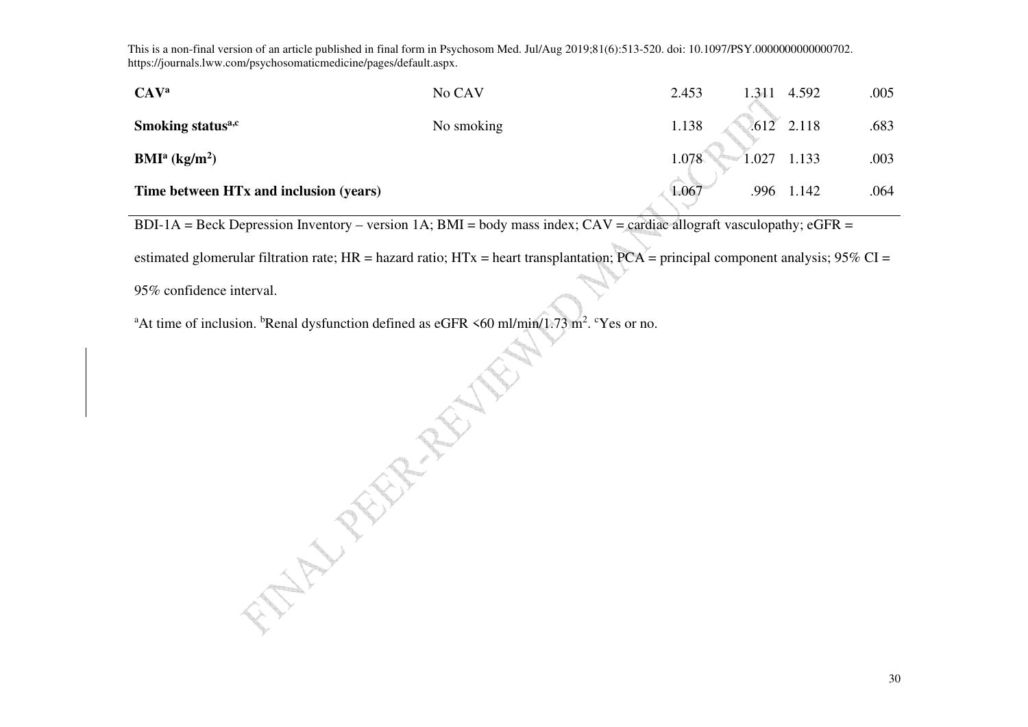| | | | | | |
|---|---|---|---|---|---|
| **CAV[a]** | No CAV | 2.453 | 1.311 | 4.592 | .005 |
| **Smoking status[a,c]** | No smoking | 1.138 | .612 | 2.118 | .683 |
| **BMI[a] (kg/m$^2$)** | | 1.078 | 1.027 | 1.133 | .003 |
| **Time between HTx and inclusion (years)** | | 1.067 | .996 | 1.142 | .064 |

BDI-1A = Beck Depression Inventory – version 1A; BMI = body mass index; CAV = cardiac allograft vasculopathy; eGFR = estimated glomerular filtration rate; HR = hazard ratio; HTx = heart transplantation; PCA = principal component analysis; 95% CI = 95% confidence interval.

[a]At time of inclusion. [b]Renal dysfunction defined as eGFR <60 ml/min/1.73 m$^2$. [c]Yes or no.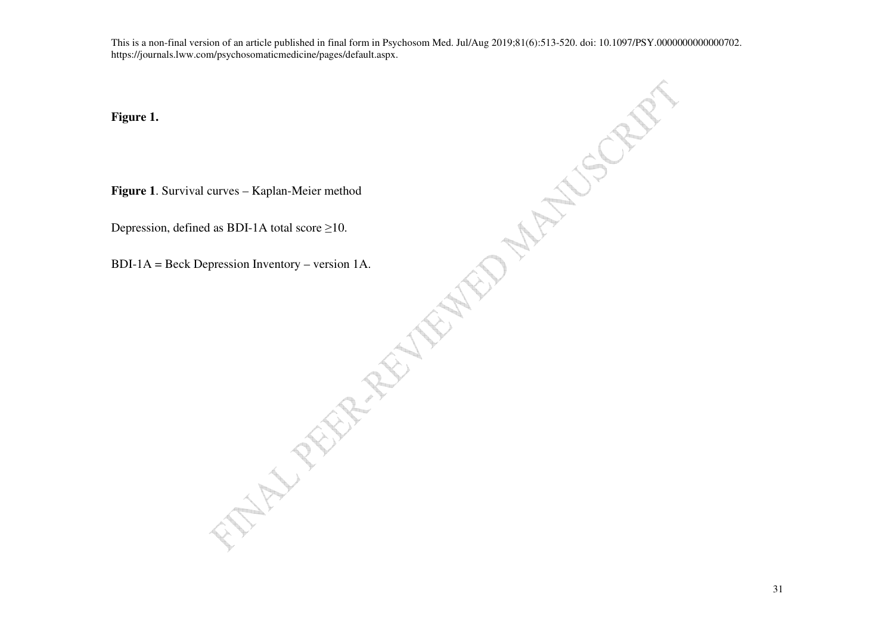**Figure 1.**

**Figure 1**. Survival curves – Kaplan-Meier method

Depression, defined as BDI-1A total score ≥10.

BDI-1A = Beck Depression Inventory – version 1A.